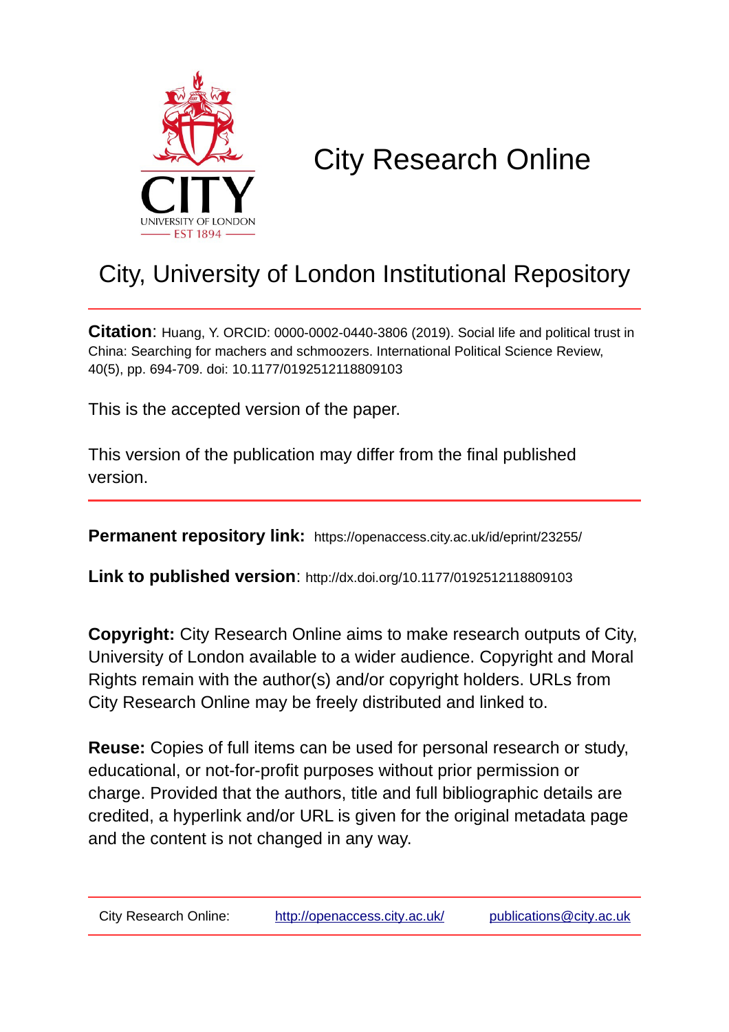# City Research Online

## City, University of London Institutional Repository

**Citation**: Huang, Y. ORCID: 0000-0002-0440-3806 (2019). Social life and political trust in China: Searching for machers and schmoozers. International Political Science Review, 40(5), pp. 694-709. doi: 10.1177/0192512118809103

This is the accepted version of the paper.

This version of the publication may differ from the final published version.

---

**Permanent repository link:** https://openaccess.city.ac.uk/id/eprint/23255/

**Link to published version**: http://dx.doi.org/10.1177/0192512118809103

**Copyright:** City Research Online aims to make research outputs of City, University of London available to a wider audience. Copyright and Moral Rights remain with the author(s) and/or copyright holders. URLs from City Research Online may be freely distributed and linked to.

**Reuse:** Copies of full items can be used for personal research or study, educational, or not-for-profit purposes without prior permission or charge. Provided that the authors, title and full bibliographic details are credited, a hyperlink and/or URL is given for the original metadata page and the content is not changed in any way.

---

City Research Online: http://openaccess.city.ac.uk/ publications@city.ac.uk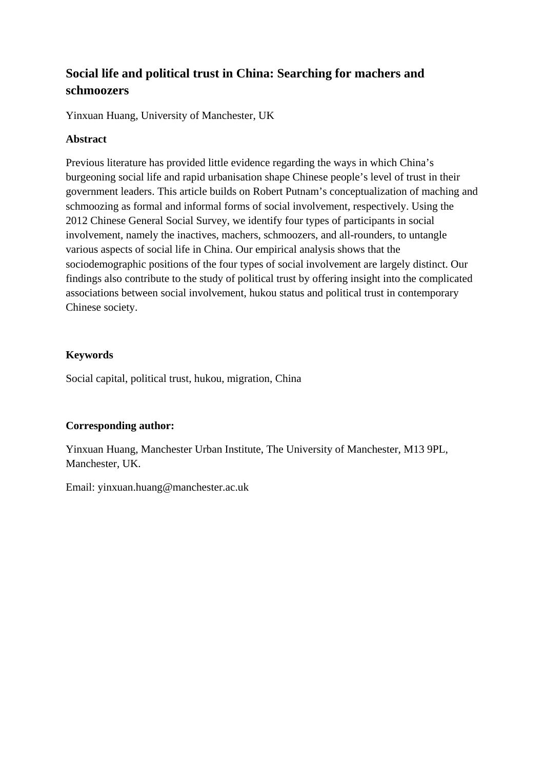# Social life and political trust in China: Searching for machers and schmoozers

Yinxuan Huang, University of Manchester, UK

## Abstract

Previous literature has provided little evidence regarding the ways in which China's burgeoning social life and rapid urbanisation shape Chinese people's level of trust in their government leaders. This article builds on Robert Putnam's conceptualization of maching and schmoozing as formal and informal forms of social involvement, respectively. Using the 2012 Chinese General Social Survey, we identify four types of participants in social involvement, namely the inactives, machers, schmoozers, and all-rounders, to untangle various aspects of social life in China. Our empirical analysis shows that the sociodemographic positions of the four types of social involvement are largely distinct. Our findings also contribute to the study of political trust by offering insight into the complicated associations between social involvement, hukou status and political trust in contemporary Chinese society.

## Keywords

Social capital, political trust, hukou, migration, China

## Corresponding author:

Yinxuan Huang, Manchester Urban Institute, The University of Manchester, M13 9PL, Manchester, UK.

Email: yinxuan.huang@manchester.ac.uk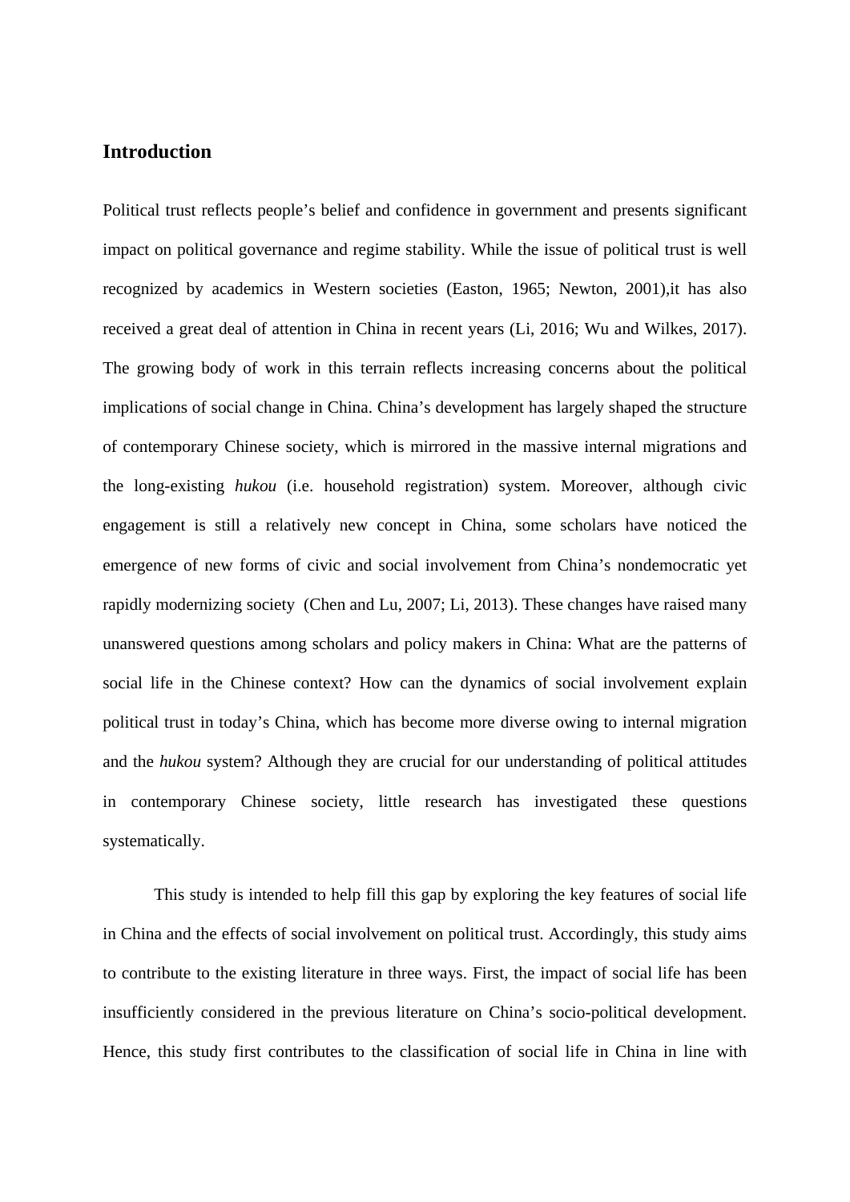## Introduction

Political trust reflects people's belief and confidence in government and presents significant impact on political governance and regime stability. While the issue of political trust is well recognized by academics in Western societies (Easton, 1965; Newton, 2001),it has also received a great deal of attention in China in recent years (Li, 2016; Wu and Wilkes, 2017). The growing body of work in this terrain reflects increasing concerns about the political implications of social change in China. China's development has largely shaped the structure of contemporary Chinese society, which is mirrored in the massive internal migrations and the long-existing *hukou* (i.e. household registration) system. Moreover, although civic engagement is still a relatively new concept in China, some scholars have noticed the emergence of new forms of civic and social involvement from China's nondemocratic yet rapidly modernizing society (Chen and Lu, 2007; Li, 2013). These changes have raised many unanswered questions among scholars and policy makers in China: What are the patterns of social life in the Chinese context? How can the dynamics of social involvement explain political trust in today's China, which has become more diverse owing to internal migration and the *hukou* system? Although they are crucial for our understanding of political attitudes in contemporary Chinese society, little research has investigated these questions systematically.

This study is intended to help fill this gap by exploring the key features of social life in China and the effects of social involvement on political trust. Accordingly, this study aims to contribute to the existing literature in three ways. First, the impact of social life has been insufficiently considered in the previous literature on China's socio-political development. Hence, this study first contributes to the classification of social life in China in line with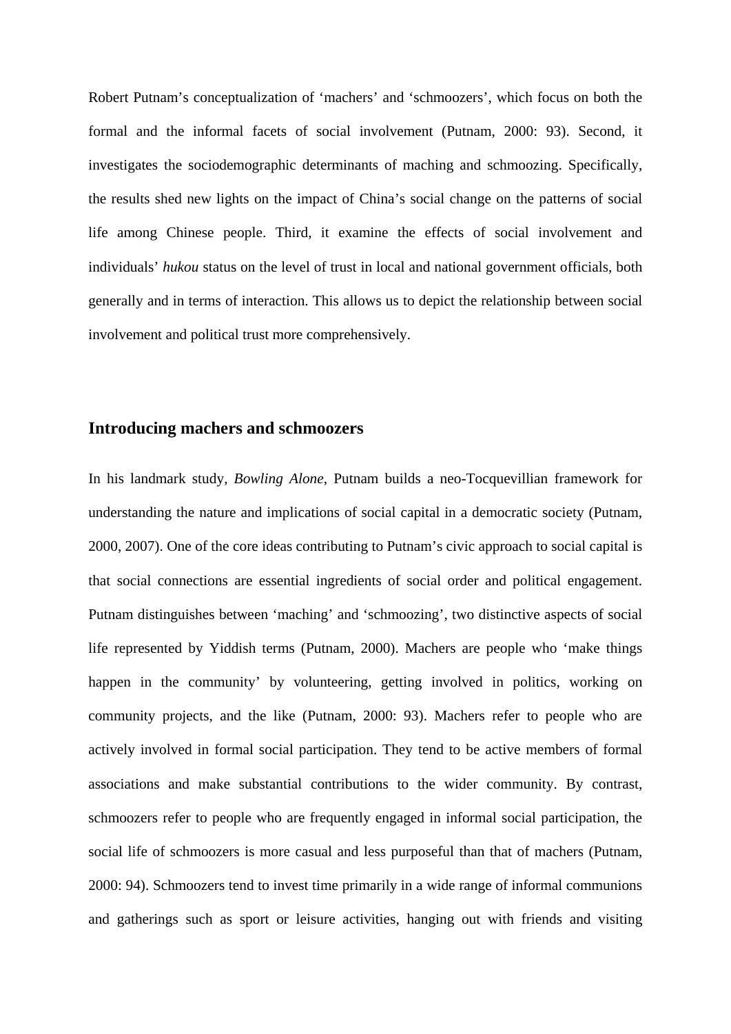Robert Putnam's conceptualization of 'machers' and 'schmoozers', which focus on both the formal and the informal facets of social involvement (Putnam, 2000: 93). Second, it investigates the sociodemographic determinants of maching and schmoozing. Specifically, the results shed new lights on the impact of China's social change on the patterns of social life among Chinese people. Third, it examine the effects of social involvement and individuals' *hukou* status on the level of trust in local and national government officials, both generally and in terms of interaction. This allows us to depict the relationship between social involvement and political trust more comprehensively.

## Introducing machers and schmoozers

In his landmark study, *Bowling Alone*, Putnam builds a neo-Tocquevillian framework for understanding the nature and implications of social capital in a democratic society (Putnam, 2000, 2007). One of the core ideas contributing to Putnam's civic approach to social capital is that social connections are essential ingredients of social order and political engagement. Putnam distinguishes between 'maching' and 'schmoozing', two distinctive aspects of social life represented by Yiddish terms (Putnam, 2000). Machers are people who 'make things happen in the community' by volunteering, getting involved in politics, working on community projects, and the like (Putnam, 2000: 93). Machers refer to people who are actively involved in formal social participation. They tend to be active members of formal associations and make substantial contributions to the wider community. By contrast, schmoozers refer to people who are frequently engaged in informal social participation, the social life of schmoozers is more casual and less purposeful than that of machers (Putnam, 2000: 94). Schmoozers tend to invest time primarily in a wide range of informal communions and gatherings such as sport or leisure activities, hanging out with friends and visiting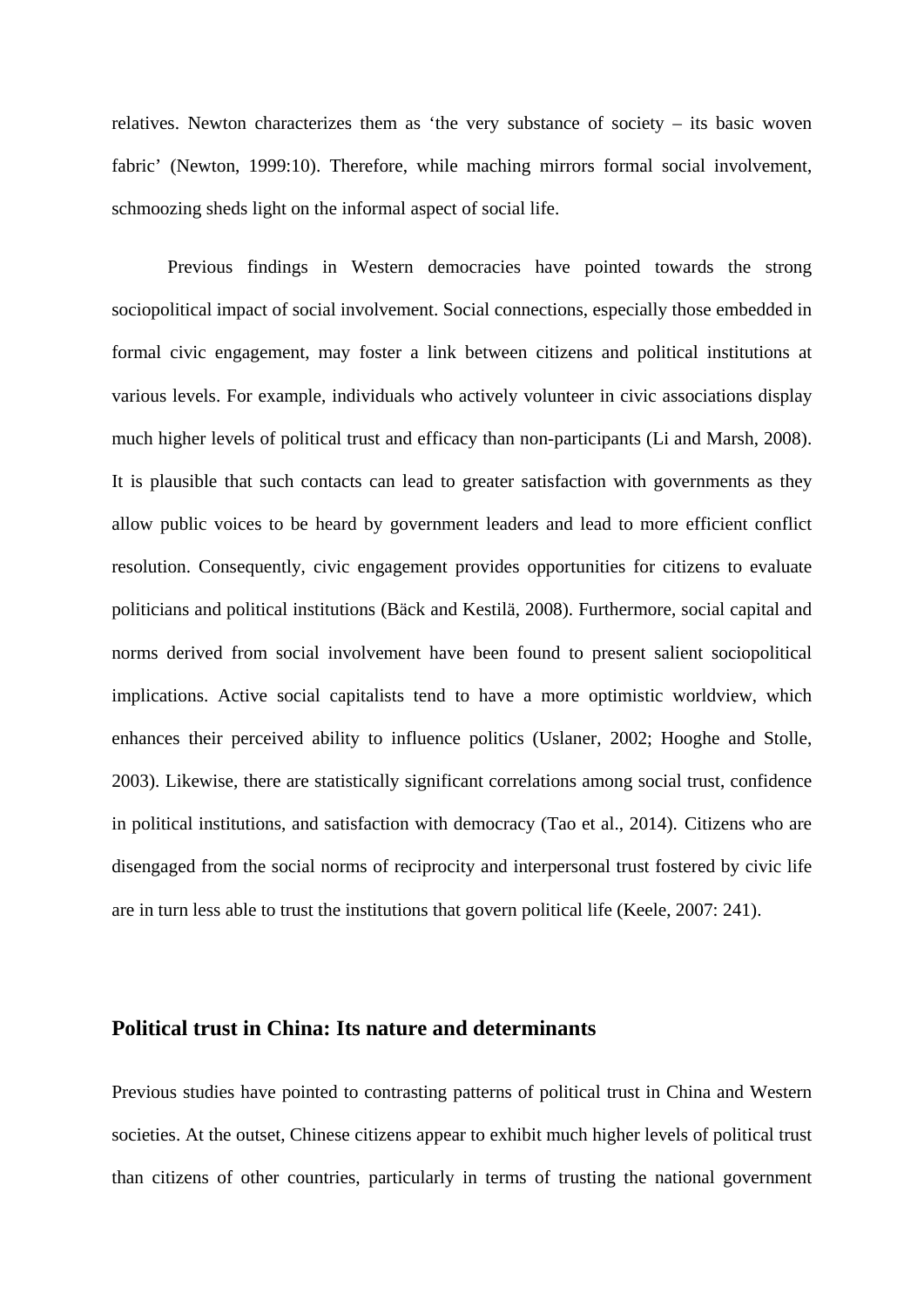relatives. Newton characterizes them as ‘the very substance of society – its basic woven fabric’ (Newton, 1999:10). Therefore, while maching mirrors formal social involvement, schmoozing sheds light on the informal aspect of social life.

Previous findings in Western democracies have pointed towards the strong sociopolitical impact of social involvement. Social connections, especially those embedded in formal civic engagement, may foster a link between citizens and political institutions at various levels. For example, individuals who actively volunteer in civic associations display much higher levels of political trust and efficacy than non-participants (Li and Marsh, 2008). It is plausible that such contacts can lead to greater satisfaction with governments as they allow public voices to be heard by government leaders and lead to more efficient conflict resolution. Consequently, civic engagement provides opportunities for citizens to evaluate politicians and political institutions (Bäck and Kestilä, 2008). Furthermore, social capital and norms derived from social involvement have been found to present salient sociopolitical implications. Active social capitalists tend to have a more optimistic worldview, which enhances their perceived ability to influence politics (Uslaner, 2002; Hooghe and Stolle, 2003). Likewise, there are statistically significant correlations among social trust, confidence in political institutions, and satisfaction with democracy (Tao et al., 2014). Citizens who are disengaged from the social norms of reciprocity and interpersonal trust fostered by civic life are in turn less able to trust the institutions that govern political life (Keele, 2007: 241).

## Political trust in China: Its nature and determinants

Previous studies have pointed to contrasting patterns of political trust in China and Western societies. At the outset, Chinese citizens appear to exhibit much higher levels of political trust than citizens of other countries, particularly in terms of trusting the national government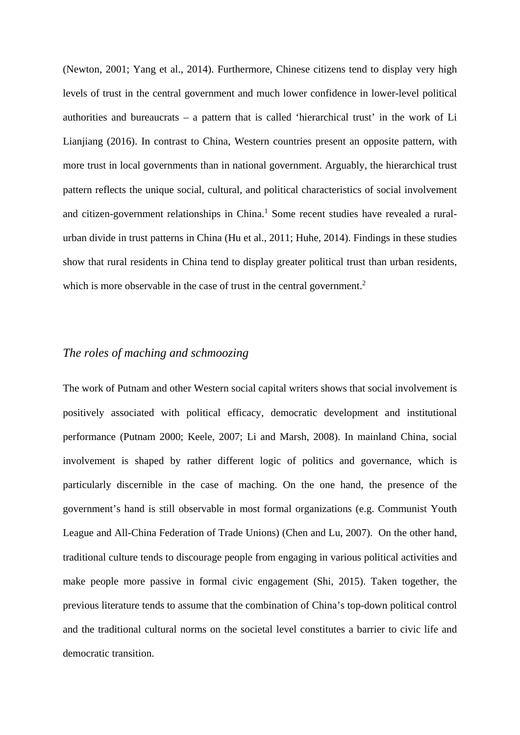(Newton, 2001; Yang et al., 2014). Furthermore, Chinese citizens tend to display very high levels of trust in the central government and much lower confidence in lower-level political authorities and bureaucrats – a pattern that is called 'hierarchical trust' in the work of Li Lianjiang (2016). In contrast to China, Western countries present an opposite pattern, with more trust in local governments than in national government. Arguably, the hierarchical trust pattern reflects the unique social, cultural, and political characteristics of social involvement and citizen-government relationships in China.[1] Some recent studies have revealed a rural-urban divide in trust patterns in China (Hu et al., 2011; Huhe, 2014). Findings in these studies show that rural residents in China tend to display greater political trust than urban residents, which is more observable in the case of trust in the central government.[2]

### *The roles of maching and schmoozing*

The work of Putnam and other Western social capital writers shows that social involvement is positively associated with political efficacy, democratic development and institutional performance (Putnam 2000; Keele, 2007; Li and Marsh, 2008). In mainland China, social involvement is shaped by rather different logic of politics and governance, which is particularly discernible in the case of maching. On the one hand, the presence of the government's hand is still observable in most formal organizations (e.g. Communist Youth League and All-China Federation of Trade Unions) (Chen and Lu, 2007). On the other hand, traditional culture tends to discourage people from engaging in various political activities and make people more passive in formal civic engagement (Shi, 2015). Taken together, the previous literature tends to assume that the combination of China's top-down political control and the traditional cultural norms on the societal level constitutes a barrier to civic life and democratic transition.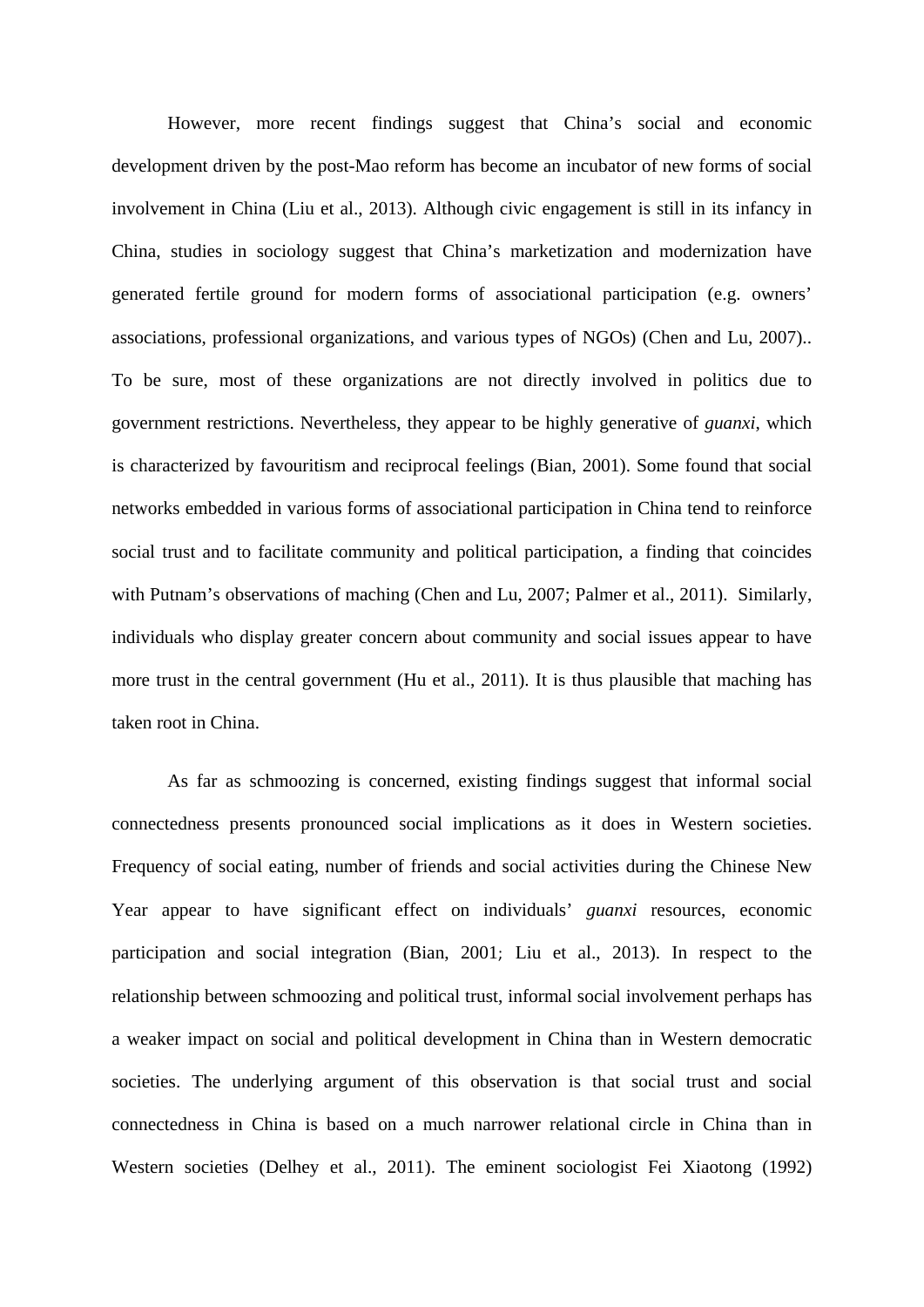However, more recent findings suggest that China's social and economic development driven by the post-Mao reform has become an incubator of new forms of social involvement in China (Liu et al., 2013). Although civic engagement is still in its infancy in China, studies in sociology suggest that China's marketization and modernization have generated fertile ground for modern forms of associational participation (e.g. owners' associations, professional organizations, and various types of NGOs) (Chen and Lu, 2007).. To be sure, most of these organizations are not directly involved in politics due to government restrictions. Nevertheless, they appear to be highly generative of *guanxi*, which is characterized by favouritism and reciprocal feelings (Bian, 2001). Some found that social networks embedded in various forms of associational participation in China tend to reinforce social trust and to facilitate community and political participation, a finding that coincides with Putnam's observations of maching (Chen and Lu, 2007; Palmer et al., 2011). Similarly, individuals who display greater concern about community and social issues appear to have more trust in the central government (Hu et al., 2011). It is thus plausible that maching has taken root in China.

As far as schmoozing is concerned, existing findings suggest that informal social connectedness presents pronounced social implications as it does in Western societies. Frequency of social eating, number of friends and social activities during the Chinese New Year appear to have significant effect on individuals' *guanxi* resources, economic participation and social integration (Bian, 2001; Liu et al., 2013). In respect to the relationship between schmoozing and political trust, informal social involvement perhaps has a weaker impact on social and political development in China than in Western democratic societies. The underlying argument of this observation is that social trust and social connectedness in China is based on a much narrower relational circle in China than in Western societies (Delhey et al., 2011). The eminent sociologist Fei Xiaotong (1992)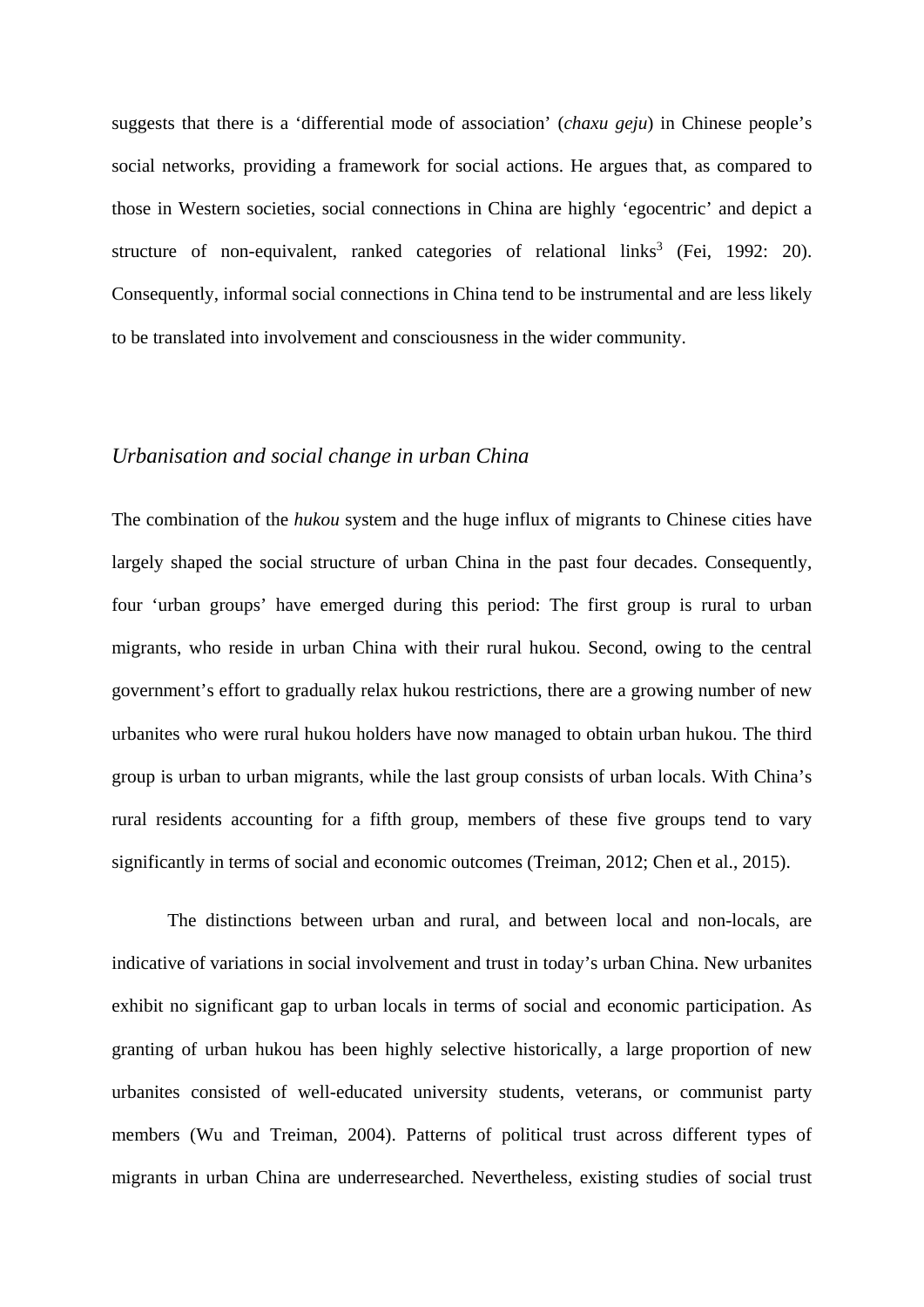suggests that there is a 'differential mode of association' (*chaxu geju*) in Chinese people's social networks, providing a framework for social actions. He argues that, as compared to those in Western societies, social connections in China are highly 'egocentric' and depict a structure of non-equivalent, ranked categories of relational links[3] (Fei, 1992: 20). Consequently, informal social connections in China tend to be instrumental and are less likely to be translated into involvement and consciousness in the wider community.

## *Urbanisation and social change in urban China*

The combination of the *hukou* system and the huge influx of migrants to Chinese cities have largely shaped the social structure of urban China in the past four decades. Consequently, four 'urban groups' have emerged during this period: The first group is rural to urban migrants, who reside in urban China with their rural hukou. Second, owing to the central government's effort to gradually relax hukou restrictions, there are a growing number of new urbanites who were rural hukou holders have now managed to obtain urban hukou. The third group is urban to urban migrants, while the last group consists of urban locals. With China's rural residents accounting for a fifth group, members of these five groups tend to vary significantly in terms of social and economic outcomes (Treiman, 2012; Chen et al., 2015).

The distinctions between urban and rural, and between local and non-locals, are indicative of variations in social involvement and trust in today's urban China. New urbanites exhibit no significant gap to urban locals in terms of social and economic participation. As granting of urban hukou has been highly selective historically, a large proportion of new urbanites consisted of well-educated university students, veterans, or communist party members (Wu and Treiman, 2004). Patterns of political trust across different types of migrants in urban China are underresearched. Nevertheless, existing studies of social trust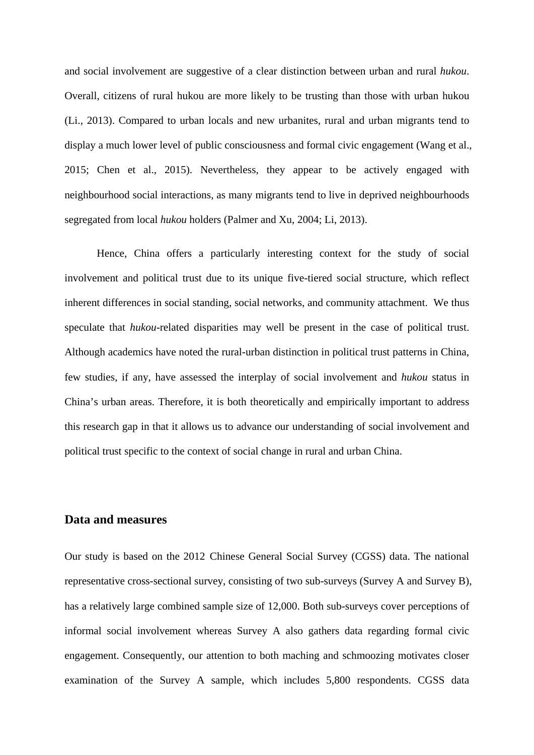and social involvement are suggestive of a clear distinction between urban and rural *hukou*. Overall, citizens of rural hukou are more likely to be trusting than those with urban hukou (Li., 2013). Compared to urban locals and new urbanites, rural and urban migrants tend to display a much lower level of public consciousness and formal civic engagement (Wang et al., 2015; Chen et al., 2015). Nevertheless, they appear to be actively engaged with neighbourhood social interactions, as many migrants tend to live in deprived neighbourhoods segregated from local *hukou* holders (Palmer and Xu, 2004; Li, 2013).

Hence, China offers a particularly interesting context for the study of social involvement and political trust due to its unique five-tiered social structure, which reflect inherent differences in social standing, social networks, and community attachment. We thus speculate that *hukou*-related disparities may well be present in the case of political trust. Although academics have noted the rural-urban distinction in political trust patterns in China, few studies, if any, have assessed the interplay of social involvement and *hukou* status in China's urban areas. Therefore, it is both theoretically and empirically important to address this research gap in that it allows us to advance our understanding of social involvement and political trust specific to the context of social change in rural and urban China.

## Data and measures

Our study is based on the 2012 Chinese General Social Survey (CGSS) data. The national representative cross-sectional survey, consisting of two sub-surveys (Survey A and Survey B), has a relatively large combined sample size of 12,000. Both sub-surveys cover perceptions of informal social involvement whereas Survey A also gathers data regarding formal civic engagement. Consequently, our attention to both maching and schmoozing motivates closer examination of the Survey A sample, which includes 5,800 respondents. CGSS data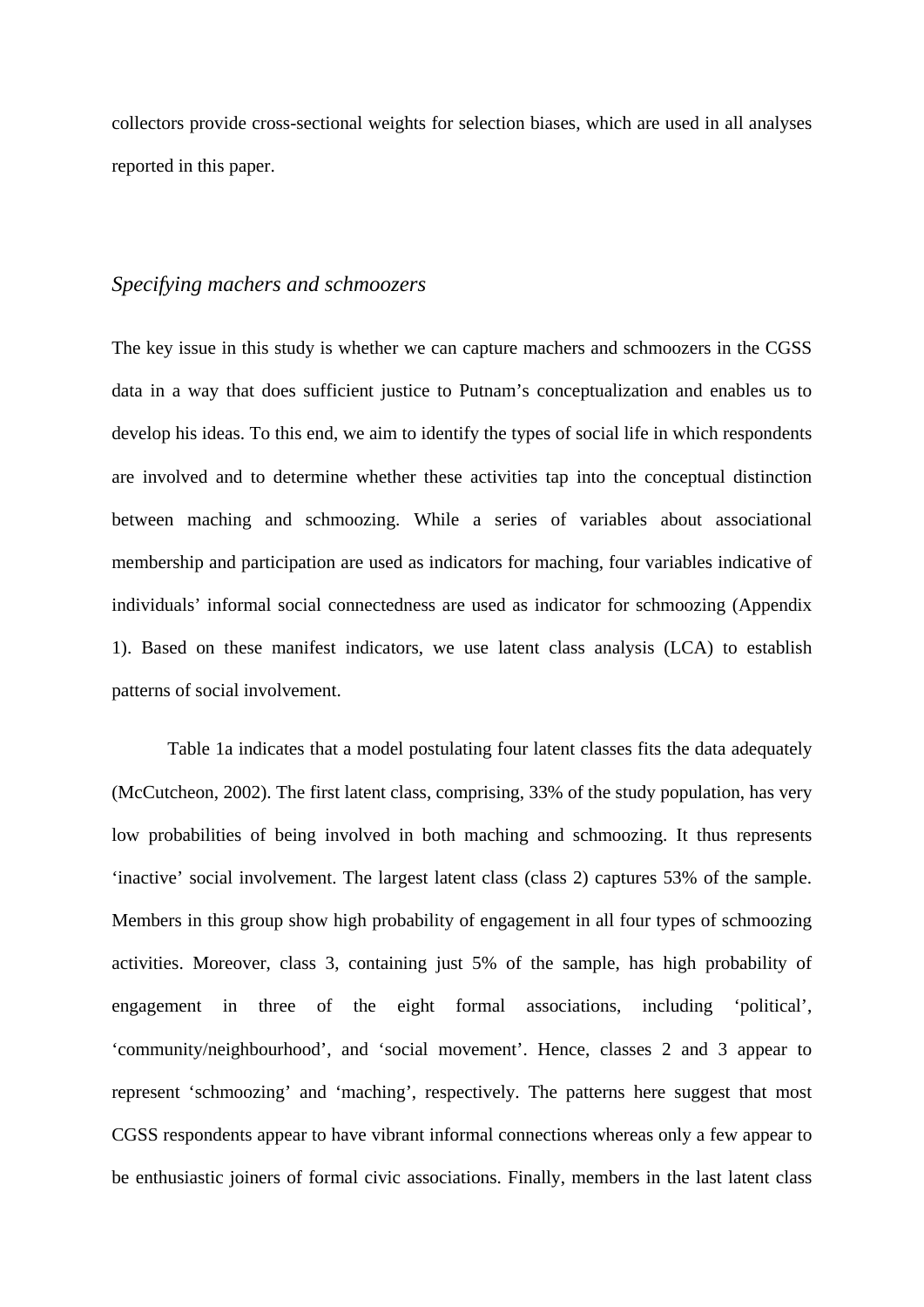collectors provide cross-sectional weights for selection biases, which are used in all analyses reported in this paper.

### *Specifying machers and schmoozers*

The key issue in this study is whether we can capture machers and schmoozers in the CGSS data in a way that does sufficient justice to Putnam's conceptualization and enables us to develop his ideas. To this end, we aim to identify the types of social life in which respondents are involved and to determine whether these activities tap into the conceptual distinction between maching and schmoozing. While a series of variables about associational membership and participation are used as indicators for maching, four variables indicative of individuals' informal social connectedness are used as indicator for schmoozing (Appendix 1). Based on these manifest indicators, we use latent class analysis (LCA) to establish patterns of social involvement.

Table 1a indicates that a model postulating four latent classes fits the data adequately (McCutcheon, 2002). The first latent class, comprising, 33% of the study population, has very low probabilities of being involved in both maching and schmoozing. It thus represents 'inactive' social involvement. The largest latent class (class 2) captures 53% of the sample. Members in this group show high probability of engagement in all four types of schmoozing activities. Moreover, class 3, containing just 5% of the sample, has high probability of engagement in three of the eight formal associations, including 'political', 'community/neighbourhood', and 'social movement'. Hence, classes 2 and 3 appear to represent 'schmoozing' and 'maching', respectively. The patterns here suggest that most CGSS respondents appear to have vibrant informal connections whereas only a few appear to be enthusiastic joiners of formal civic associations. Finally, members in the last latent class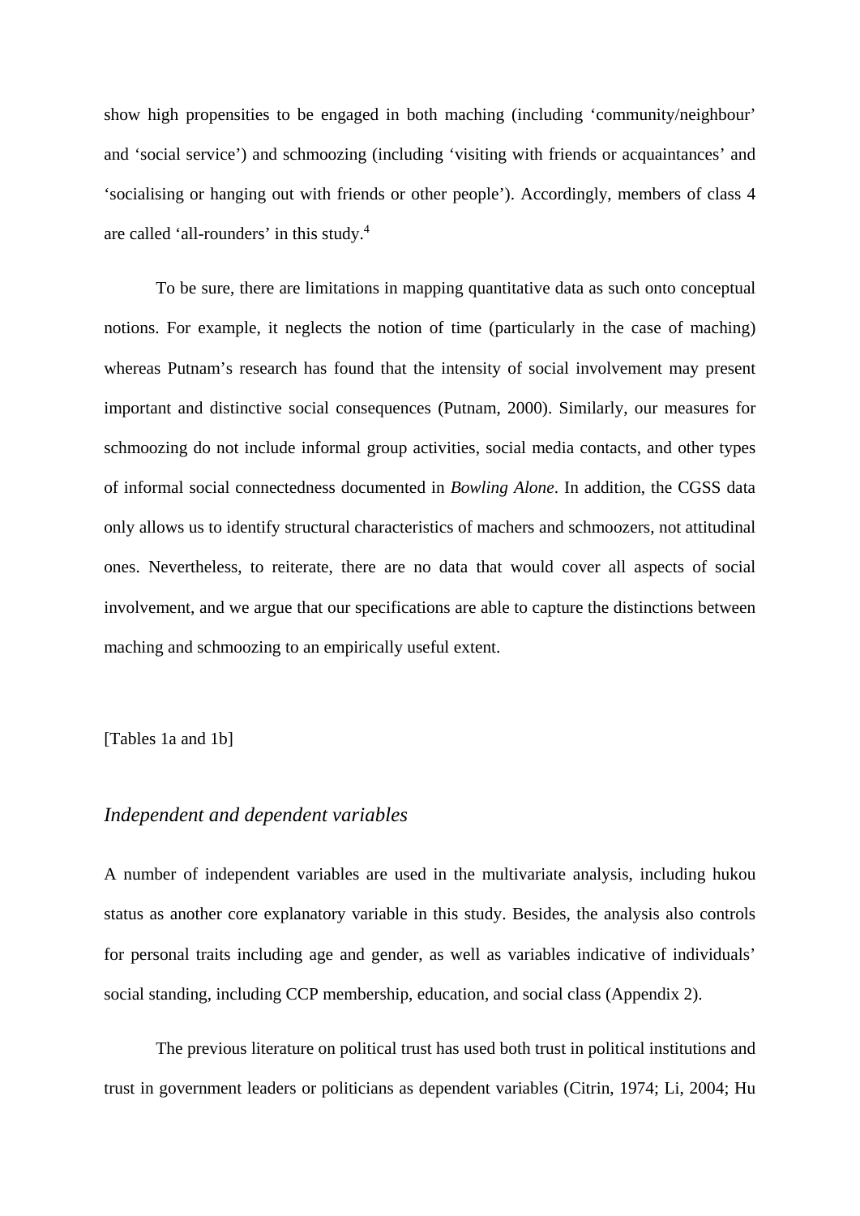show high propensities to be engaged in both maching (including 'community/neighbour' and 'social service') and schmoozing (including 'visiting with friends or acquaintances' and 'socialising or hanging out with friends or other people'). Accordingly, members of class 4 are called 'all-rounders' in this study.[4]

To be sure, there are limitations in mapping quantitative data as such onto conceptual notions. For example, it neglects the notion of time (particularly in the case of maching) whereas Putnam's research has found that the intensity of social involvement may present important and distinctive social consequences (Putnam, 2000). Similarly, our measures for schmoozing do not include informal group activities, social media contacts, and other types of informal social connectedness documented in *Bowling Alone*. In addition, the CGSS data only allows us to identify structural characteristics of machers and schmoozers, not attitudinal ones. Nevertheless, to reiterate, there are no data that would cover all aspects of social involvement, and we argue that our specifications are able to capture the distinctions between maching and schmoozing to an empirically useful extent.

[Tables 1a and 1b]

### *Independent and dependent variables*

A number of independent variables are used in the multivariate analysis, including hukou status as another core explanatory variable in this study. Besides, the analysis also controls for personal traits including age and gender, as well as variables indicative of individuals' social standing, including CCP membership, education, and social class (Appendix 2).

The previous literature on political trust has used both trust in political institutions and trust in government leaders or politicians as dependent variables (Citrin, 1974; Li, 2004; Hu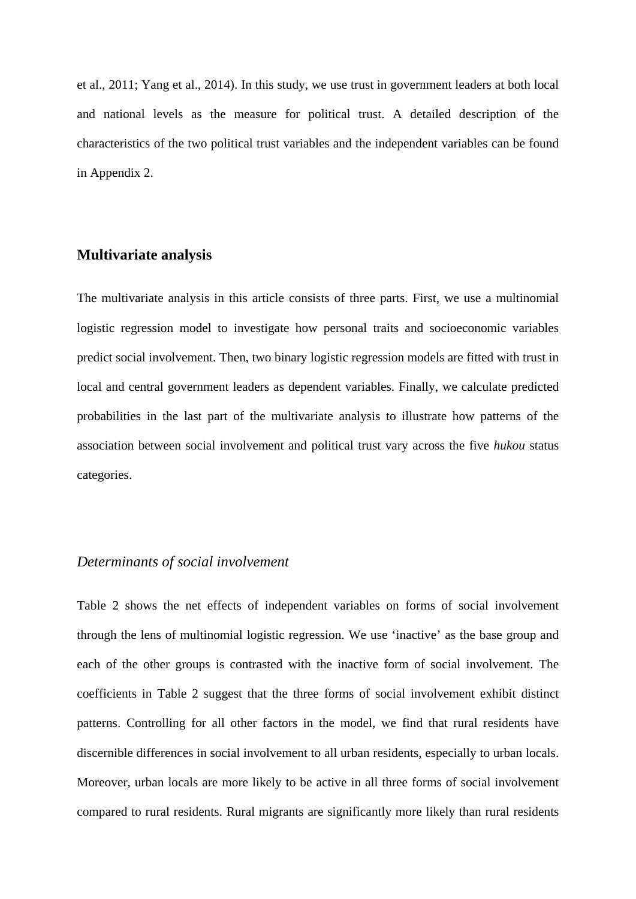et al., 2011; Yang et al., 2014). In this study, we use trust in government leaders at both local and national levels as the measure for political trust. A detailed description of the characteristics of the two political trust variables and the independent variables can be found in Appendix 2.

## Multivariate analysis

The multivariate analysis in this article consists of three parts. First, we use a multinomial logistic regression model to investigate how personal traits and socioeconomic variables predict social involvement. Then, two binary logistic regression models are fitted with trust in local and central government leaders as dependent variables. Finally, we calculate predicted probabilities in the last part of the multivariate analysis to illustrate how patterns of the association between social involvement and political trust vary across the five *hukou* status categories.

### *Determinants of social involvement*

Table 2 shows the net effects of independent variables on forms of social involvement through the lens of multinomial logistic regression. We use 'inactive' as the base group and each of the other groups is contrasted with the inactive form of social involvement. The coefficients in Table 2 suggest that the three forms of social involvement exhibit distinct patterns. Controlling for all other factors in the model, we find that rural residents have discernible differences in social involvement to all urban residents, especially to urban locals. Moreover, urban locals are more likely to be active in all three forms of social involvement compared to rural residents. Rural migrants are significantly more likely than rural residents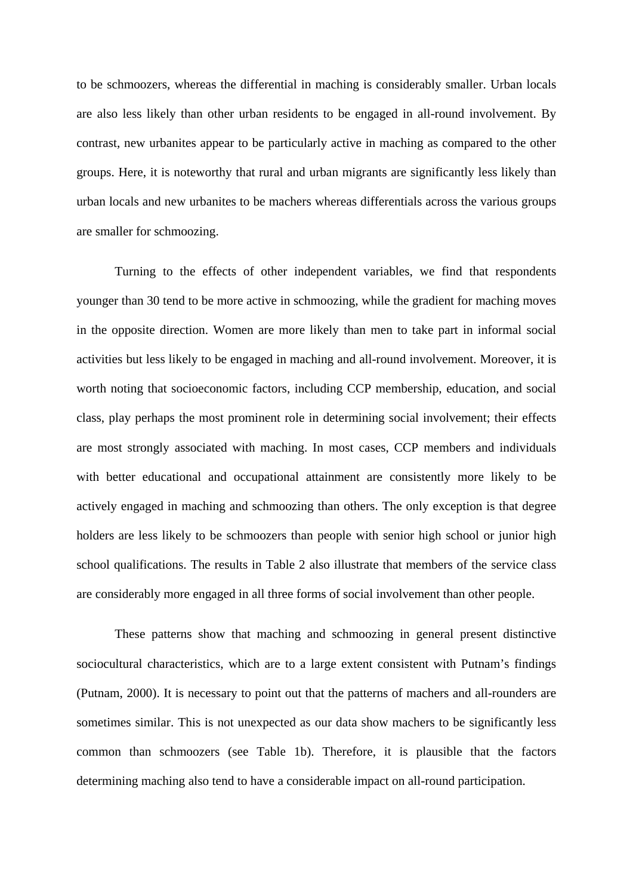to be schmoozers, whereas the differential in maching is considerably smaller. Urban locals are also less likely than other urban residents to be engaged in all-round involvement. By contrast, new urbanites appear to be particularly active in maching as compared to the other groups. Here, it is noteworthy that rural and urban migrants are significantly less likely than urban locals and new urbanites to be machers whereas differentials across the various groups are smaller for schmoozing.

Turning to the effects of other independent variables, we find that respondents younger than 30 tend to be more active in schmoozing, while the gradient for maching moves in the opposite direction. Women are more likely than men to take part in informal social activities but less likely to be engaged in maching and all-round involvement. Moreover, it is worth noting that socioeconomic factors, including CCP membership, education, and social class, play perhaps the most prominent role in determining social involvement; their effects are most strongly associated with maching. In most cases, CCP members and individuals with better educational and occupational attainment are consistently more likely to be actively engaged in maching and schmoozing than others. The only exception is that degree holders are less likely to be schmoozers than people with senior high school or junior high school qualifications. The results in Table 2 also illustrate that members of the service class are considerably more engaged in all three forms of social involvement than other people.

These patterns show that maching and schmoozing in general present distinctive sociocultural characteristics, which are to a large extent consistent with Putnam's findings (Putnam, 2000). It is necessary to point out that the patterns of machers and all-rounders are sometimes similar. This is not unexpected as our data show machers to be significantly less common than schmoozers (see Table 1b). Therefore, it is plausible that the factors determining maching also tend to have a considerable impact on all-round participation.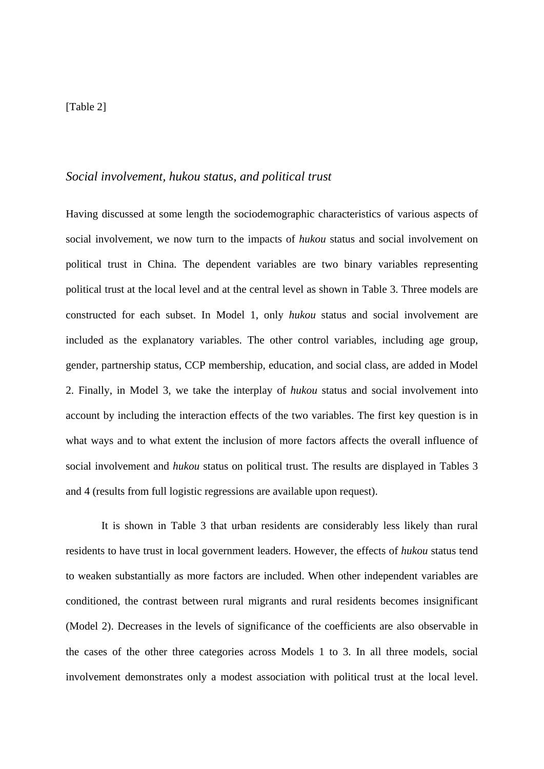[Table 2]

*Social involvement, hukou status, and political trust*

Having discussed at some length the sociodemographic characteristics of various aspects of social involvement, we now turn to the impacts of *hukou* status and social involvement on political trust in China. The dependent variables are two binary variables representing political trust at the local level and at the central level as shown in Table 3. Three models are constructed for each subset. In Model 1, only *hukou* status and social involvement are included as the explanatory variables. The other control variables, including age group, gender, partnership status, CCP membership, education, and social class, are added in Model 2. Finally, in Model 3, we take the interplay of *hukou* status and social involvement into account by including the interaction effects of the two variables. The first key question is in what ways and to what extent the inclusion of more factors affects the overall influence of social involvement and *hukou* status on political trust. The results are displayed in Tables 3 and 4 (results from full logistic regressions are available upon request).

It is shown in Table 3 that urban residents are considerably less likely than rural residents to have trust in local government leaders. However, the effects of *hukou* status tend to weaken substantially as more factors are included. When other independent variables are conditioned, the contrast between rural migrants and rural residents becomes insignificant (Model 2). Decreases in the levels of significance of the coefficients are also observable in the cases of the other three categories across Models 1 to 3. In all three models, social involvement demonstrates only a modest association with political trust at the local level.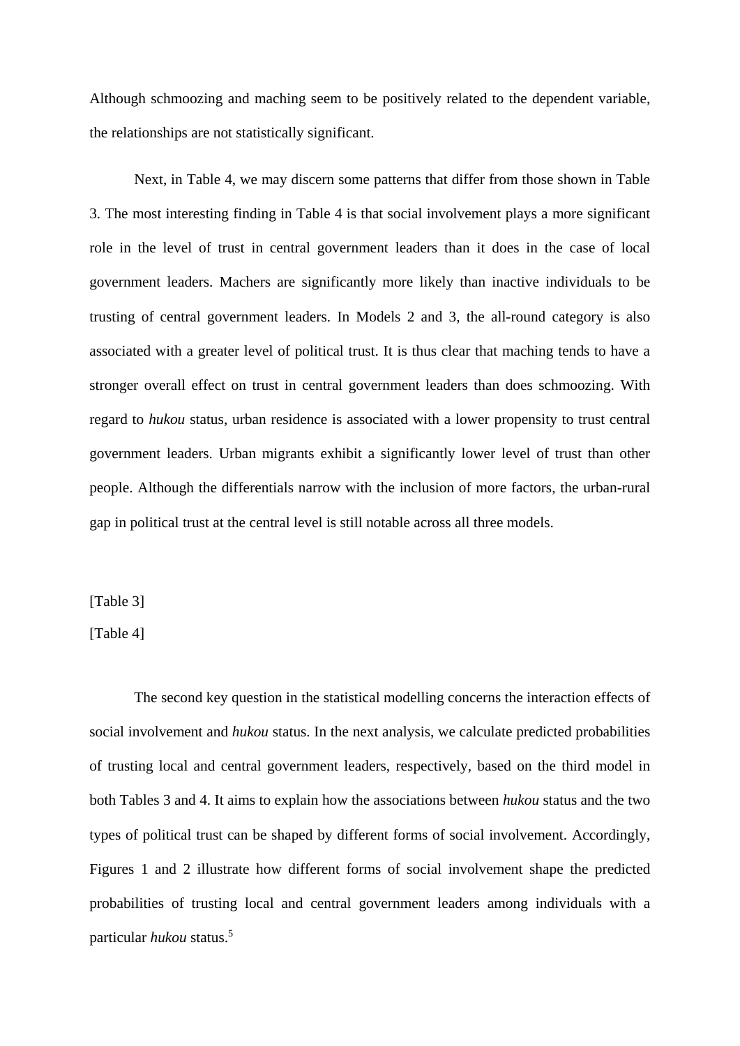Although schmoozing and maching seem to be positively related to the dependent variable, the relationships are not statistically significant.

Next, in Table 4, we may discern some patterns that differ from those shown in Table 3. The most interesting finding in Table 4 is that social involvement plays a more significant role in the level of trust in central government leaders than it does in the case of local government leaders. Machers are significantly more likely than inactive individuals to be trusting of central government leaders. In Models 2 and 3, the all-round category is also associated with a greater level of political trust. It is thus clear that maching tends to have a stronger overall effect on trust in central government leaders than does schmoozing. With regard to *hukou* status, urban residence is associated with a lower propensity to trust central government leaders. Urban migrants exhibit a significantly lower level of trust than other people. Although the differentials narrow with the inclusion of more factors, the urban-rural gap in political trust at the central level is still notable across all three models.

[Table 3]

[Table 4]

The second key question in the statistical modelling concerns the interaction effects of social involvement and *hukou* status. In the next analysis, we calculate predicted probabilities of trusting local and central government leaders, respectively, based on the third model in both Tables 3 and 4. It aims to explain how the associations between *hukou* status and the two types of political trust can be shaped by different forms of social involvement. Accordingly, Figures 1 and 2 illustrate how different forms of social involvement shape the predicted probabilities of trusting local and central government leaders among individuals with a particular *hukou* status.[5]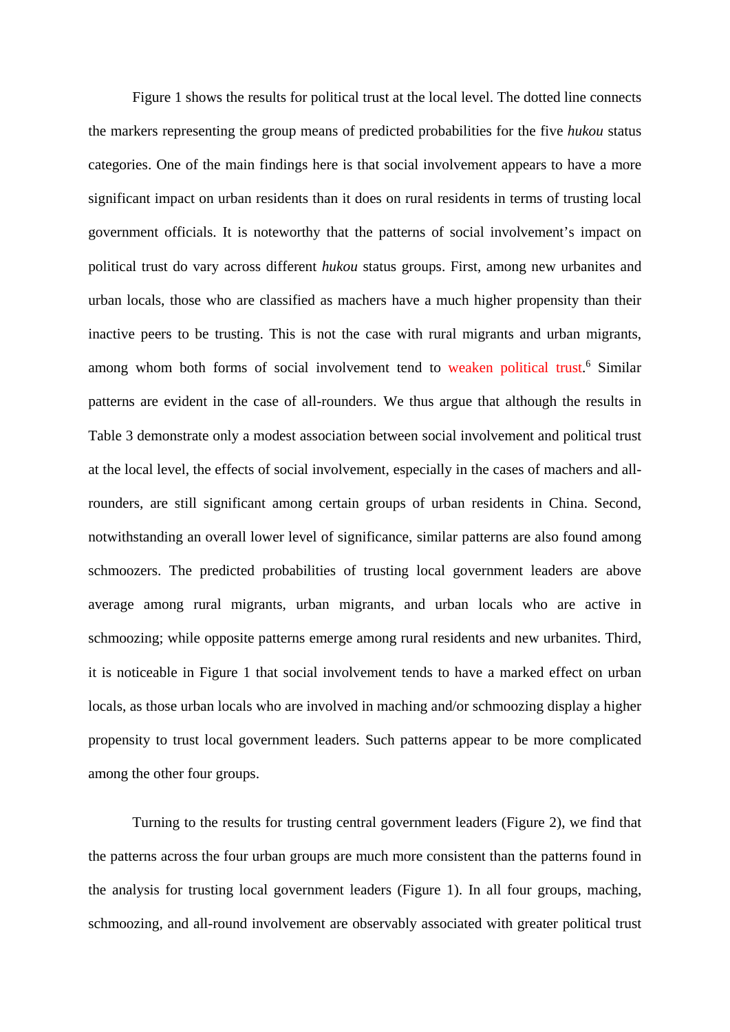Figure 1 shows the results for political trust at the local level. The dotted line connects the markers representing the group means of predicted probabilities for the five *hukou* status categories. One of the main findings here is that social involvement appears to have a more significant impact on urban residents than it does on rural residents in terms of trusting local government officials. It is noteworthy that the patterns of social involvement's impact on political trust do vary across different *hukou* status groups. First, among new urbanites and urban locals, those who are classified as machers have a much higher propensity than their inactive peers to be trusting. This is not the case with rural migrants and urban migrants, among whom both forms of social involvement tend to weaken political trust.[6] Similar patterns are evident in the case of all-rounders. We thus argue that although the results in Table 3 demonstrate only a modest association between social involvement and political trust at the local level, the effects of social involvement, especially in the cases of machers and all-rounders, are still significant among certain groups of urban residents in China. Second, notwithstanding an overall lower level of significance, similar patterns are also found among schmoozers. The predicted probabilities of trusting local government leaders are above average among rural migrants, urban migrants, and urban locals who are active in schmoozing; while opposite patterns emerge among rural residents and new urbanites. Third, it is noticeable in Figure 1 that social involvement tends to have a marked effect on urban locals, as those urban locals who are involved in maching and/or schmoozing display a higher propensity to trust local government leaders. Such patterns appear to be more complicated among the other four groups.

Turning to the results for trusting central government leaders (Figure 2), we find that the patterns across the four urban groups are much more consistent than the patterns found in the analysis for trusting local government leaders (Figure 1). In all four groups, maching, schmoozing, and all-round involvement are observably associated with greater political trust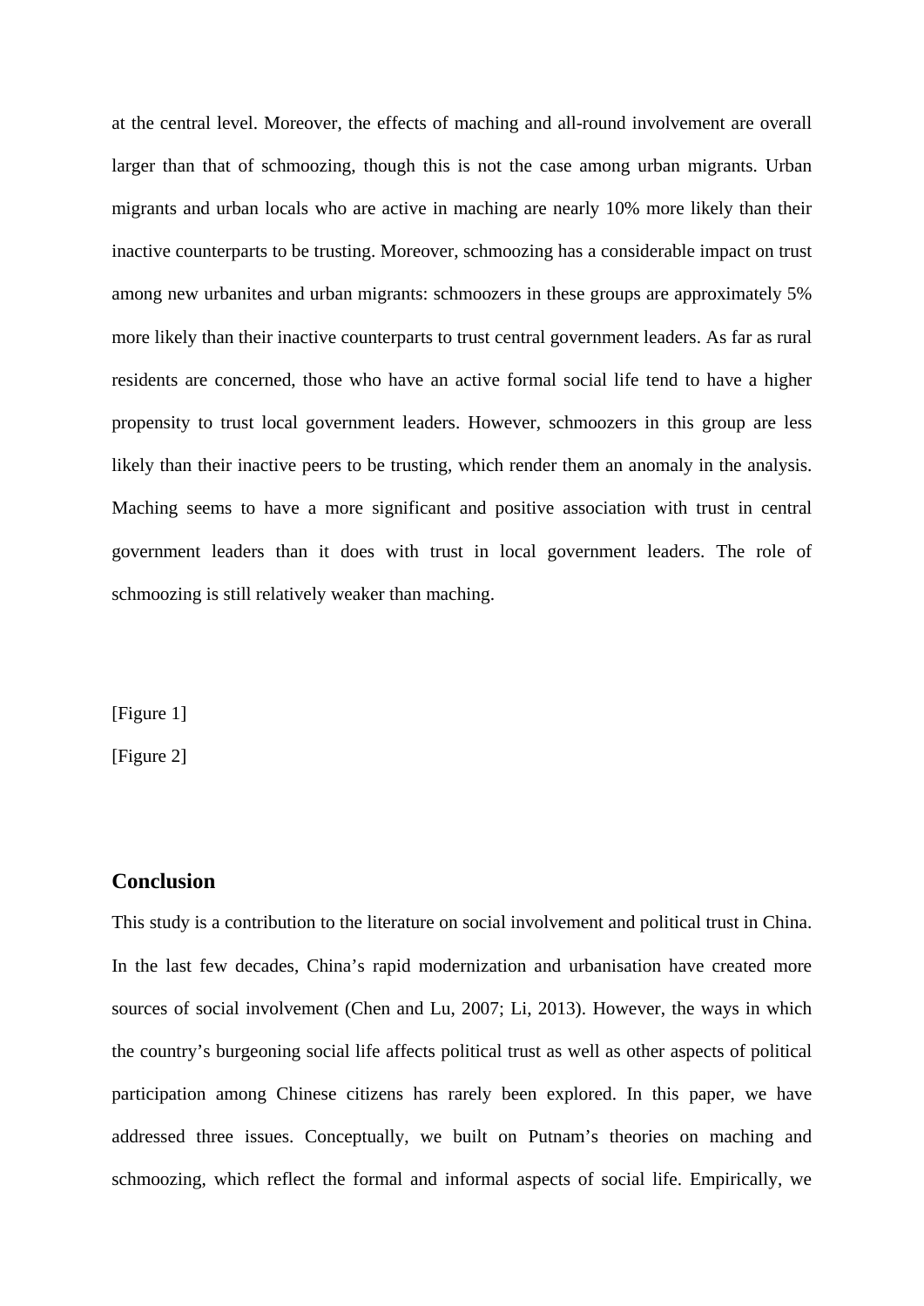at the central level. Moreover, the effects of maching and all-round involvement are overall larger than that of schmoozing, though this is not the case among urban migrants. Urban migrants and urban locals who are active in maching are nearly 10% more likely than their inactive counterparts to be trusting. Moreover, schmoozing has a considerable impact on trust among new urbanites and urban migrants: schmoozers in these groups are approximately 5% more likely than their inactive counterparts to trust central government leaders. As far as rural residents are concerned, those who have an active formal social life tend to have a higher propensity to trust local government leaders. However, schmoozers in this group are less likely than their inactive peers to be trusting, which render them an anomaly in the analysis. Maching seems to have a more significant and positive association with trust in central government leaders than it does with trust in local government leaders. The role of schmoozing is still relatively weaker than maching.

[Figure 1]

[Figure 2]

## Conclusion

This study is a contribution to the literature on social involvement and political trust in China. In the last few decades, China's rapid modernization and urbanisation have created more sources of social involvement (Chen and Lu, 2007; Li, 2013). However, the ways in which the country's burgeoning social life affects political trust as well as other aspects of political participation among Chinese citizens has rarely been explored. In this paper, we have addressed three issues. Conceptually, we built on Putnam's theories on maching and schmoozing, which reflect the formal and informal aspects of social life. Empirically, we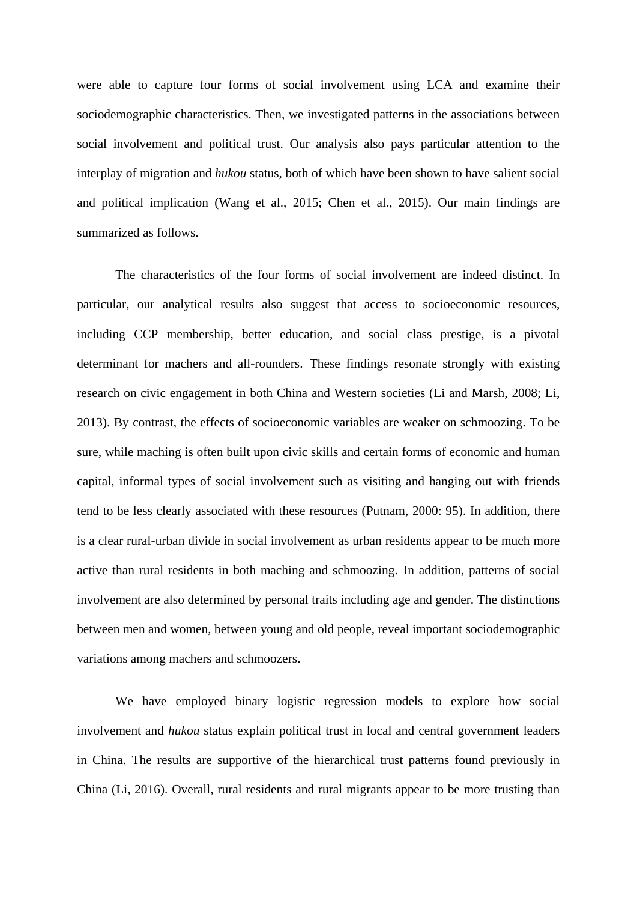were able to capture four forms of social involvement using LCA and examine their sociodemographic characteristics. Then, we investigated patterns in the associations between social involvement and political trust. Our analysis also pays particular attention to the interplay of migration and *hukou* status, both of which have been shown to have salient social and political implication (Wang et al., 2015; Chen et al., 2015). Our main findings are summarized as follows.

The characteristics of the four forms of social involvement are indeed distinct. In particular, our analytical results also suggest that access to socioeconomic resources, including CCP membership, better education, and social class prestige, is a pivotal determinant for machers and all-rounders. These findings resonate strongly with existing research on civic engagement in both China and Western societies (Li and Marsh, 2008; Li, 2013). By contrast, the effects of socioeconomic variables are weaker on schmoozing. To be sure, while maching is often built upon civic skills and certain forms of economic and human capital, informal types of social involvement such as visiting and hanging out with friends tend to be less clearly associated with these resources (Putnam, 2000: 95). In addition, there is a clear rural-urban divide in social involvement as urban residents appear to be much more active than rural residents in both maching and schmoozing. In addition, patterns of social involvement are also determined by personal traits including age and gender. The distinctions between men and women, between young and old people, reveal important sociodemographic variations among machers and schmoozers.

We have employed binary logistic regression models to explore how social involvement and *hukou* status explain political trust in local and central government leaders in China. The results are supportive of the hierarchical trust patterns found previously in China (Li, 2016). Overall, rural residents and rural migrants appear to be more trusting than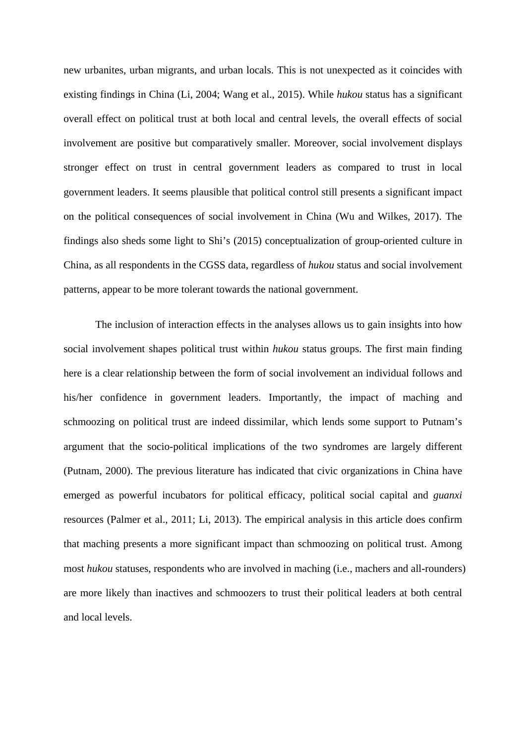new urbanites, urban migrants, and urban locals. This is not unexpected as it coincides with existing findings in China (Li, 2004; Wang et al., 2015). While *hukou* status has a significant overall effect on political trust at both local and central levels, the overall effects of social involvement are positive but comparatively smaller. Moreover, social involvement displays stronger effect on trust in central government leaders as compared to trust in local government leaders. It seems plausible that political control still presents a significant impact on the political consequences of social involvement in China (Wu and Wilkes, 2017). The findings also sheds some light to Shi's (2015) conceptualization of group-oriented culture in China, as all respondents in the CGSS data, regardless of *hukou* status and social involvement patterns, appear to be more tolerant towards the national government.

The inclusion of interaction effects in the analyses allows us to gain insights into how social involvement shapes political trust within *hukou* status groups. The first main finding here is a clear relationship between the form of social involvement an individual follows and his/her confidence in government leaders. Importantly, the impact of maching and schmoozing on political trust are indeed dissimilar, which lends some support to Putnam's argument that the socio-political implications of the two syndromes are largely different (Putnam, 2000). The previous literature has indicated that civic organizations in China have emerged as powerful incubators for political efficacy, political social capital and *guanxi* resources (Palmer et al., 2011; Li, 2013). The empirical analysis in this article does confirm that maching presents a more significant impact than schmoozing on political trust. Among most *hukou* statuses, respondents who are involved in maching (i.e., machers and all-rounders) are more likely than inactives and schmoozers to trust their political leaders at both central and local levels.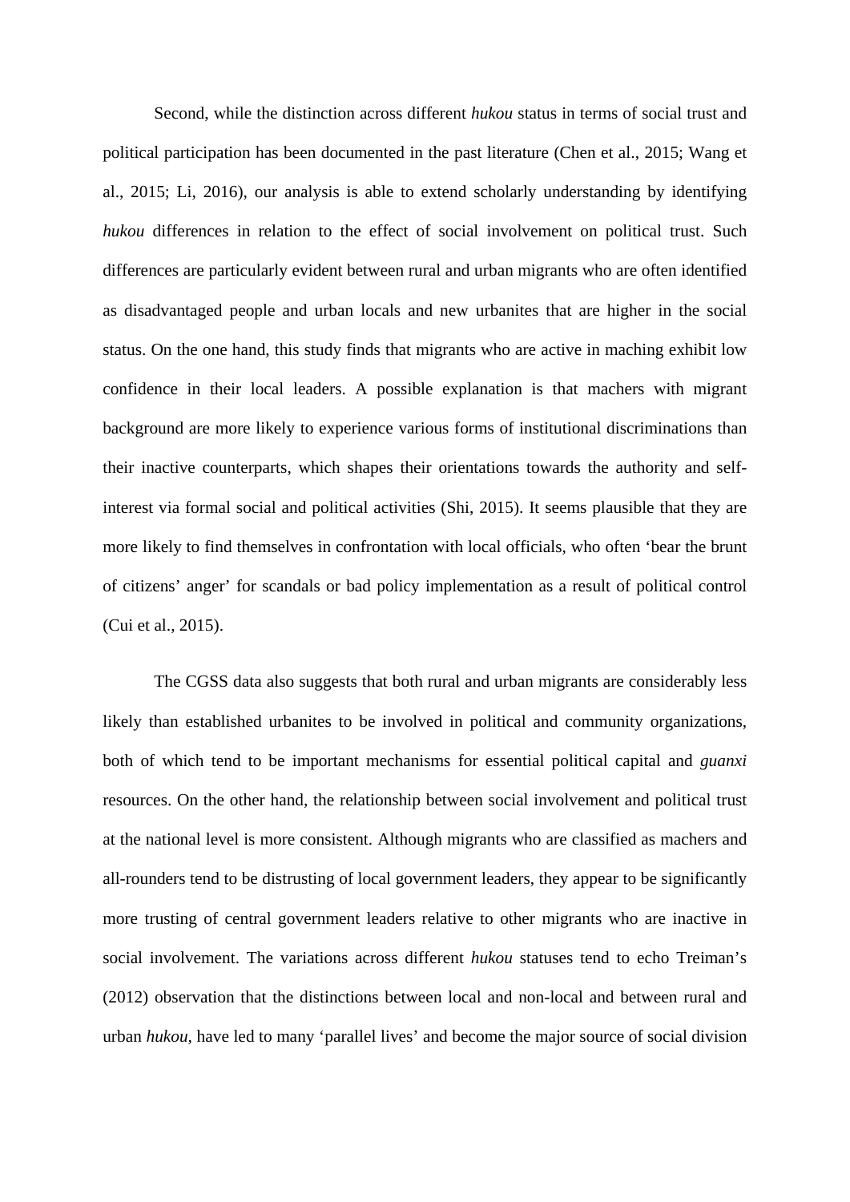Second, while the distinction across different *hukou* status in terms of social trust and political participation has been documented in the past literature (Chen et al., 2015; Wang et al., 2015; Li, 2016), our analysis is able to extend scholarly understanding by identifying *hukou* differences in relation to the effect of social involvement on political trust. Such differences are particularly evident between rural and urban migrants who are often identified as disadvantaged people and urban locals and new urbanites that are higher in the social status. On the one hand, this study finds that migrants who are active in maching exhibit low confidence in their local leaders. A possible explanation is that machers with migrant background are more likely to experience various forms of institutional discriminations than their inactive counterparts, which shapes their orientations towards the authority and self-interest via formal social and political activities (Shi, 2015). It seems plausible that they are more likely to find themselves in confrontation with local officials, who often 'bear the brunt of citizens' anger' for scandals or bad policy implementation as a result of political control (Cui et al., 2015).

The CGSS data also suggests that both rural and urban migrants are considerably less likely than established urbanites to be involved in political and community organizations, both of which tend to be important mechanisms for essential political capital and *guanxi* resources. On the other hand, the relationship between social involvement and political trust at the national level is more consistent. Although migrants who are classified as machers and all-rounders tend to be distrusting of local government leaders, they appear to be significantly more trusting of central government leaders relative to other migrants who are inactive in social involvement. The variations across different *hukou* statuses tend to echo Treiman's (2012) observation that the distinctions between local and non-local and between rural and urban *hukou*, have led to many 'parallel lives' and become the major source of social division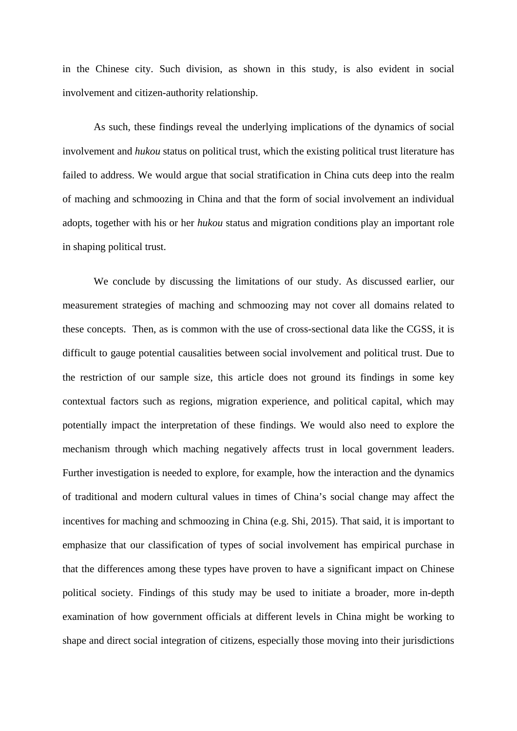in the Chinese city. Such division, as shown in this study, is also evident in social involvement and citizen-authority relationship.

As such, these findings reveal the underlying implications of the dynamics of social involvement and *hukou* status on political trust, which the existing political trust literature has failed to address. We would argue that social stratification in China cuts deep into the realm of maching and schmoozing in China and that the form of social involvement an individual adopts, together with his or her *hukou* status and migration conditions play an important role in shaping political trust.

We conclude by discussing the limitations of our study. As discussed earlier, our measurement strategies of maching and schmoozing may not cover all domains related to these concepts. Then, as is common with the use of cross-sectional data like the CGSS, it is difficult to gauge potential causalities between social involvement and political trust. Due to the restriction of our sample size, this article does not ground its findings in some key contextual factors such as regions, migration experience, and political capital, which may potentially impact the interpretation of these findings. We would also need to explore the mechanism through which maching negatively affects trust in local government leaders. Further investigation is needed to explore, for example, how the interaction and the dynamics of traditional and modern cultural values in times of China's social change may affect the incentives for maching and schmoozing in China (e.g. Shi, 2015). That said, it is important to emphasize that our classification of types of social involvement has empirical purchase in that the differences among these types have proven to have a significant impact on Chinese political society. Findings of this study may be used to initiate a broader, more in-depth examination of how government officials at different levels in China might be working to shape and direct social integration of citizens, especially those moving into their jurisdictions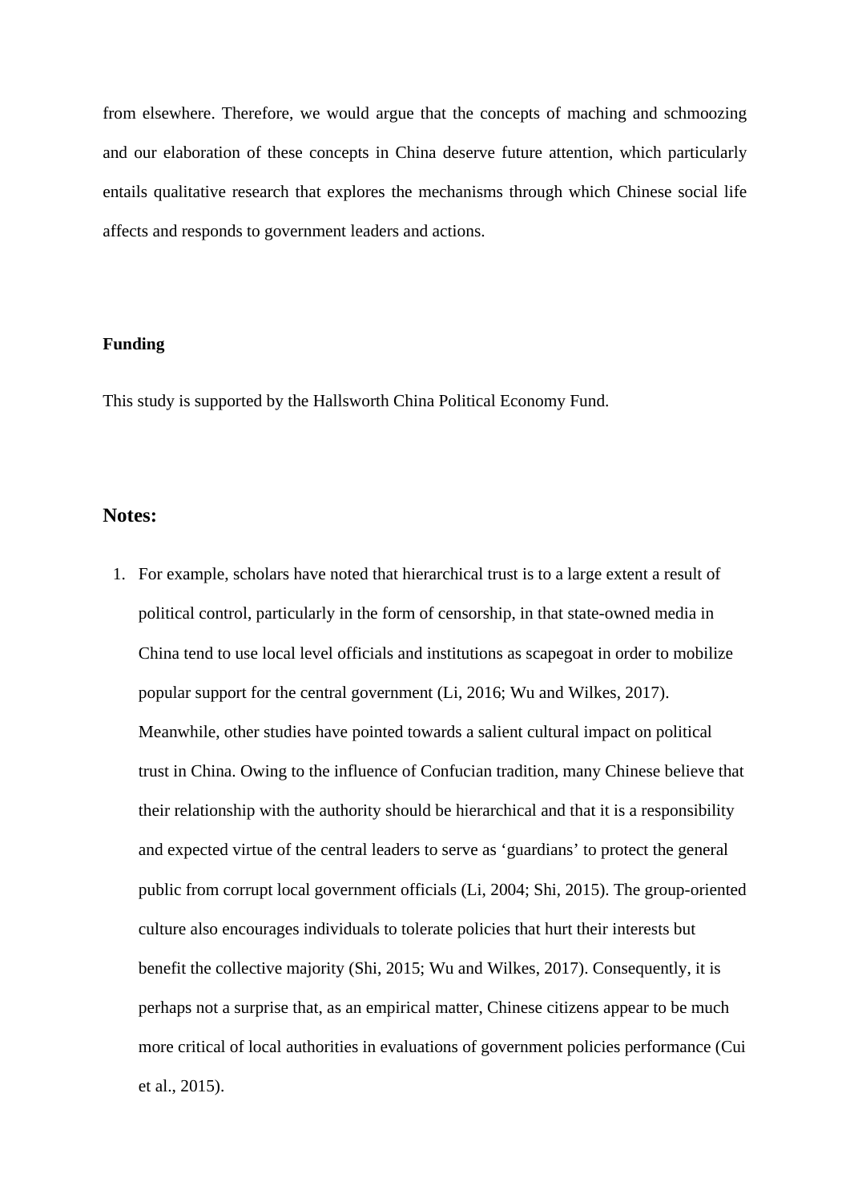from elsewhere. Therefore, we would argue that the concepts of maching and schmoozing and our elaboration of these concepts in China deserve future attention, which particularly entails qualitative research that explores the mechanisms through which Chinese social life affects and responds to government leaders and actions.

**Funding**

This study is supported by the Hallsworth China Political Economy Fund.

## Notes:

1. For example, scholars have noted that hierarchical trust is to a large extent a result of political control, particularly in the form of censorship, in that state-owned media in China tend to use local level officials and institutions as scapegoat in order to mobilize popular support for the central government (Li, 2016; Wu and Wilkes, 2017). Meanwhile, other studies have pointed towards a salient cultural impact on political trust in China. Owing to the influence of Confucian tradition, many Chinese believe that their relationship with the authority should be hierarchical and that it is a responsibility and expected virtue of the central leaders to serve as 'guardians' to protect the general public from corrupt local government officials (Li, 2004; Shi, 2015). The group-oriented culture also encourages individuals to tolerate policies that hurt their interests but benefit the collective majority (Shi, 2015; Wu and Wilkes, 2017). Consequently, it is perhaps not a surprise that, as an empirical matter, Chinese citizens appear to be much more critical of local authorities in evaluations of government policies performance (Cui et al., 2015).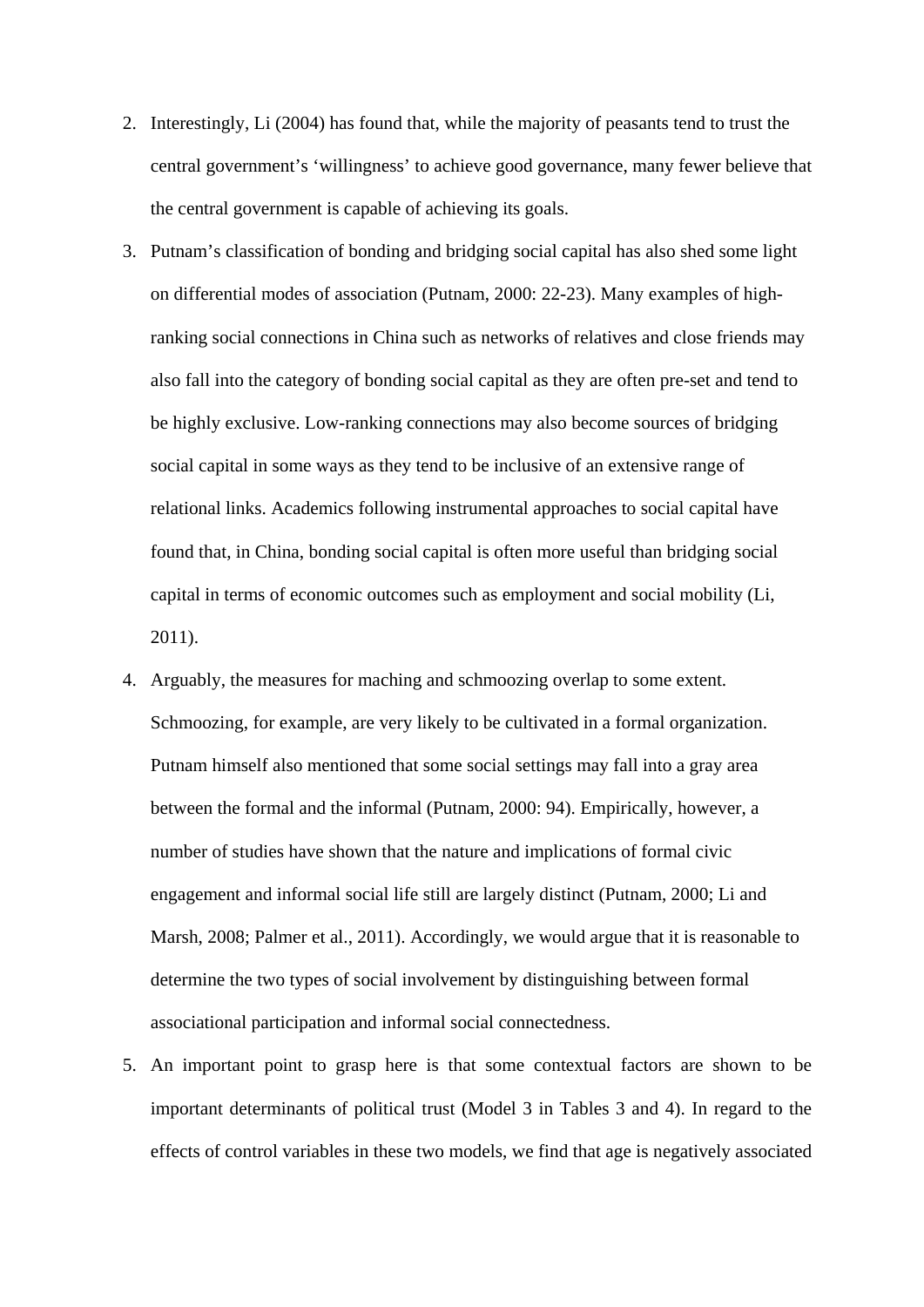2. Interestingly, Li (2004) has found that, while the majority of peasants tend to trust the central government's 'willingness' to achieve good governance, many fewer believe that the central government is capable of achieving its goals.
3. Putnam's classification of bonding and bridging social capital has also shed some light on differential modes of association (Putnam, 2000: 22-23). Many examples of high-ranking social connections in China such as networks of relatives and close friends may also fall into the category of bonding social capital as they are often pre-set and tend to be highly exclusive. Low-ranking connections may also become sources of bridging social capital in some ways as they tend to be inclusive of an extensive range of relational links. Academics following instrumental approaches to social capital have found that, in China, bonding social capital is often more useful than bridging social capital in terms of economic outcomes such as employment and social mobility (Li, 2011).
4. Arguably, the measures for maching and schmoozing overlap to some extent. Schmoozing, for example, are very likely to be cultivated in a formal organization. Putnam himself also mentioned that some social settings may fall into a gray area between the formal and the informal (Putnam, 2000: 94). Empirically, however, a number of studies have shown that the nature and implications of formal civic engagement and informal social life still are largely distinct (Putnam, 2000; Li and Marsh, 2008; Palmer et al., 2011). Accordingly, we would argue that it is reasonable to determine the two types of social involvement by distinguishing between formal associational participation and informal social connectedness.
5. An important point to grasp here is that some contextual factors are shown to be important determinants of political trust (Model 3 in Tables 3 and 4). In regard to the effects of control variables in these two models, we find that age is negatively associated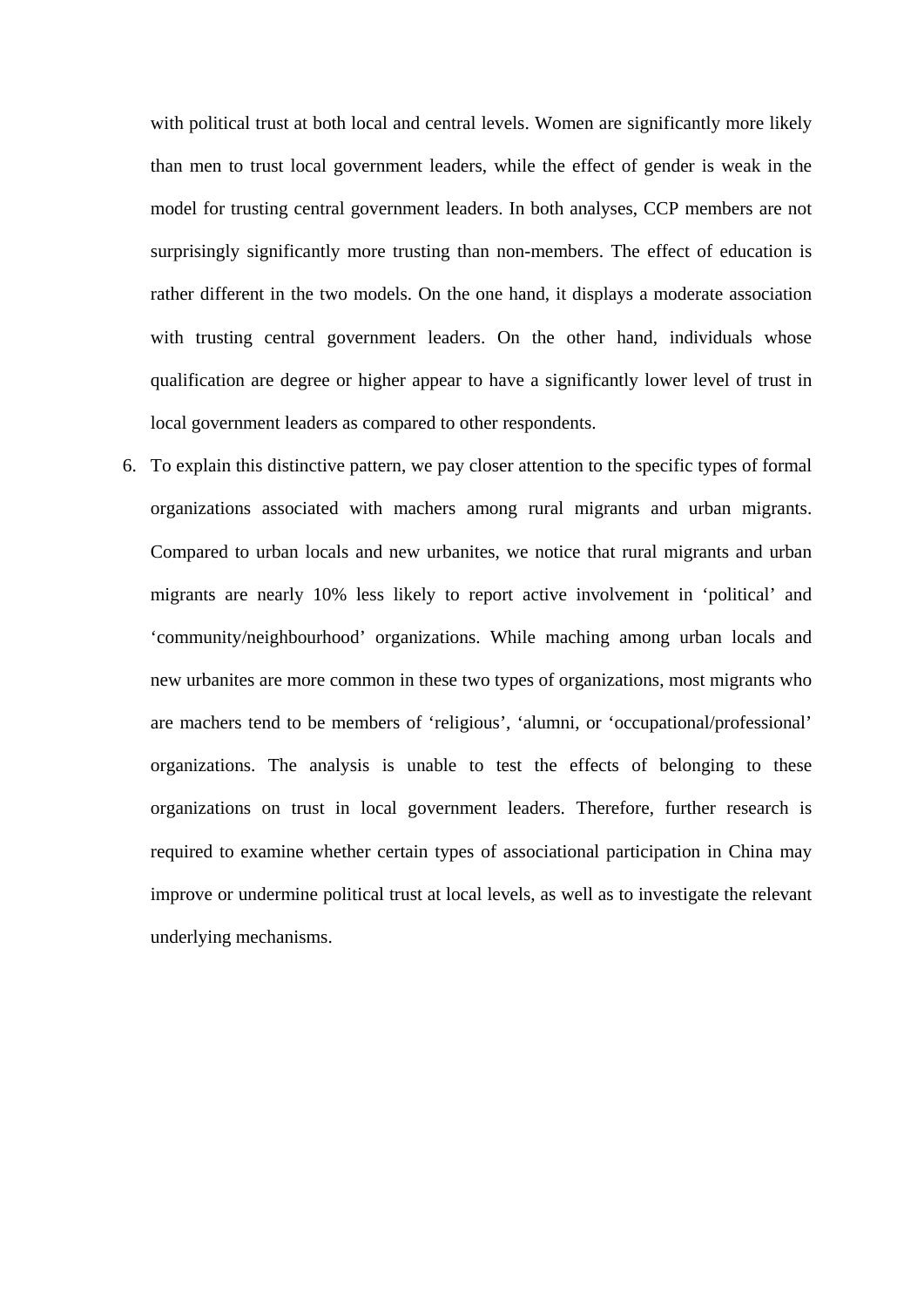with political trust at both local and central levels. Women are significantly more likely than men to trust local government leaders, while the effect of gender is weak in the model for trusting central government leaders. In both analyses, CCP members are not surprisingly significantly more trusting than non-members. The effect of education is rather different in the two models. On the one hand, it displays a moderate association with trusting central government leaders. On the other hand, individuals whose qualification are degree or higher appear to have a significantly lower level of trust in local government leaders as compared to other respondents.

6. To explain this distinctive pattern, we pay closer attention to the specific types of formal organizations associated with machers among rural migrants and urban migrants. Compared to urban locals and new urbanites, we notice that rural migrants and urban migrants are nearly 10% less likely to report active involvement in 'political' and 'community/neighbourhood' organizations. While maching among urban locals and new urbanites are more common in these two types of organizations, most migrants who are machers tend to be members of 'religious', 'alumni, or 'occupational/professional' organizations. The analysis is unable to test the effects of belonging to these organizations on trust in local government leaders. Therefore, further research is required to examine whether certain types of associational participation in China may improve or undermine political trust at local levels, as well as to investigate the relevant underlying mechanisms.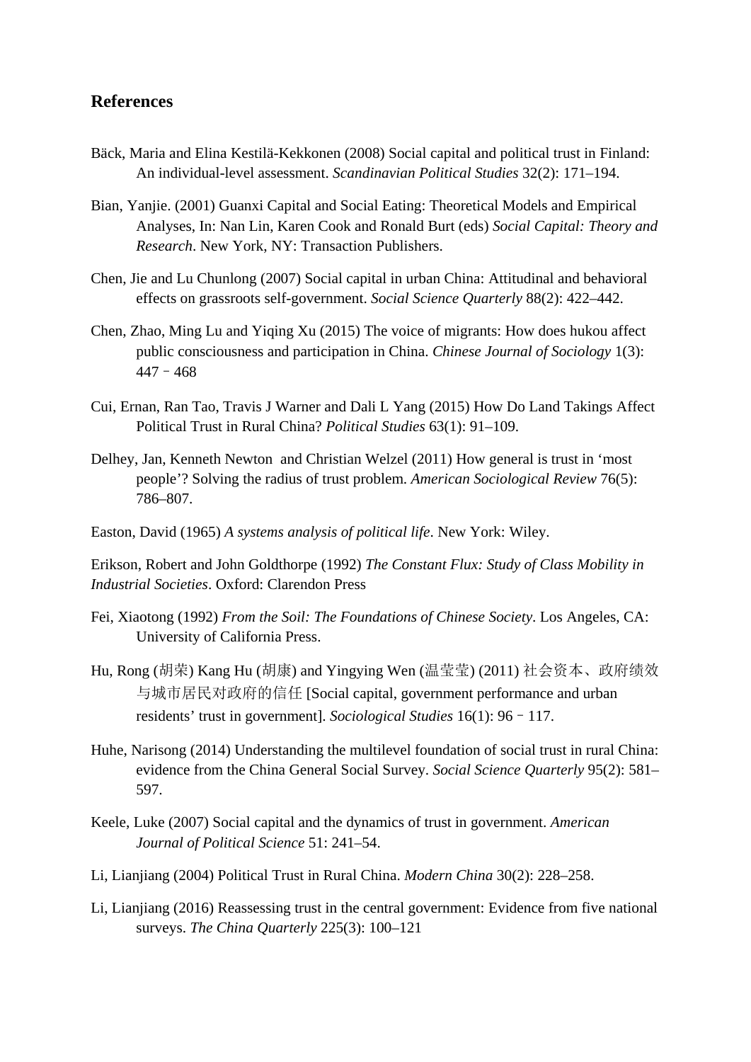## References

Bäck, Maria and Elina Kestilä-Kekkonen (2008) Social capital and political trust in Finland: An individual-level assessment. *Scandinavian Political Studies* 32(2): 171–194.

Bian, Yanjie. (2001) Guanxi Capital and Social Eating: Theoretical Models and Empirical Analyses, In: Nan Lin, Karen Cook and Ronald Burt (eds) *Social Capital: Theory and Research*. New York, NY: Transaction Publishers.

Chen, Jie and Lu Chunlong (2007) Social capital in urban China: Attitudinal and behavioral effects on grassroots self-government. *Social Science Quarterly* 88(2): 422–442.

Chen, Zhao, Ming Lu and Yiqing Xu (2015) The voice of migrants: How does hukou affect public consciousness and participation in China. *Chinese Journal of Sociology* 1(3): 447﹣468

Cui, Ernan, Ran Tao, Travis J Warner and Dali L Yang (2015) How Do Land Takings Affect Political Trust in Rural China? *Political Studies* 63(1): 91–109.

Delhey, Jan, Kenneth Newton and Christian Welzel (2011) How general is trust in 'most people'? Solving the radius of trust problem. *American Sociological Review* 76(5): 786–807.

Easton, David (1965) *A systems analysis of political life*. New York: Wiley.

Erikson, Robert and John Goldthorpe (1992) *The Constant Flux: Study of Class Mobility in Industrial Societies*. Oxford: Clarendon Press

Fei, Xiaotong (1992) *From the Soil: The Foundations of Chinese Society*. Los Angeles, CA: University of California Press.

Hu, Rong (胡荣) Kang Hu (胡康) and Yingying Wen (温莹莹) (2011) 社会资本、政府绩效与城市居民对政府的信任 [Social capital, government performance and urban residents' trust in government]. *Sociological Studies* 16(1): 96﹣117.

Huhe, Narisong (2014) Understanding the multilevel foundation of social trust in rural China: evidence from the China General Social Survey. *Social Science Quarterly* 95(2): 581–597.

Keele, Luke (2007) Social capital and the dynamics of trust in government. *American Journal of Political Science* 51: 241–54.

Li, Lianjiang (2004) Political Trust in Rural China. *Modern China* 30(2): 228–258.

Li, Lianjiang (2016) Reassessing trust in the central government: Evidence from five national surveys. *The China Quarterly* 225(3): 100–121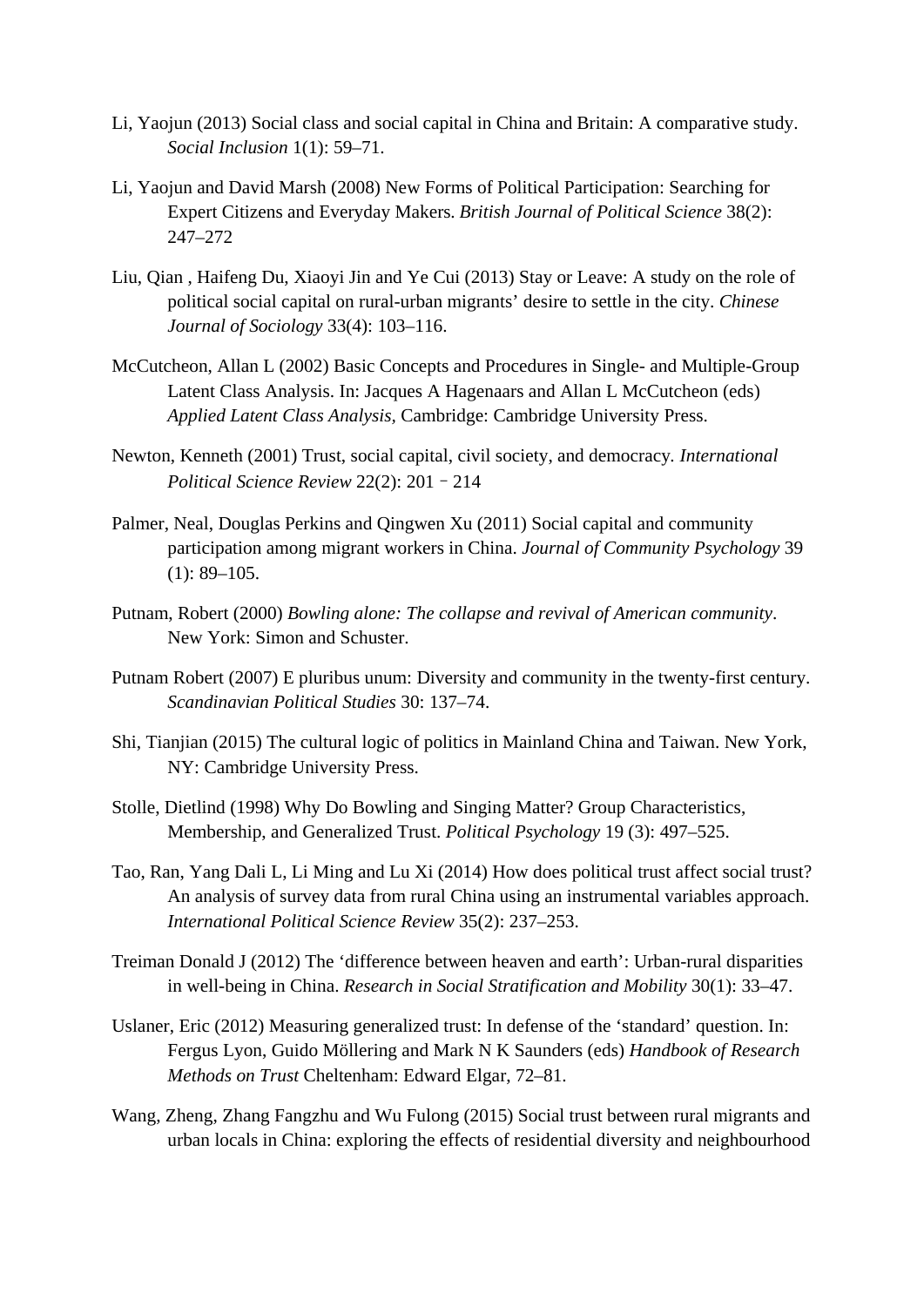Li, Yaojun (2013) Social class and social capital in China and Britain: A comparative study. *Social Inclusion* 1(1): 59–71.

Li, Yaojun and David Marsh (2008) New Forms of Political Participation: Searching for Expert Citizens and Everyday Makers. *British Journal of Political Science* 38(2): 247–272

Liu, Qian , Haifeng Du, Xiaoyi Jin and Ye Cui (2013) Stay or Leave: A study on the role of political social capital on rural-urban migrants' desire to settle in the city. *Chinese Journal of Sociology* 33(4): 103–116.

McCutcheon, Allan L (2002) Basic Concepts and Procedures in Single- and Multiple-Group Latent Class Analysis. In: Jacques A Hagenaars and Allan L McCutcheon (eds) *Applied Latent Class Analysis*, Cambridge: Cambridge University Press.

Newton, Kenneth (2001) Trust, social capital, civil society, and democracy. *International Political Science Review* 22(2): 201 – 214

Palmer, Neal, Douglas Perkins and Qingwen Xu (2011) Social capital and community participation among migrant workers in China. *Journal of Community Psychology* 39 (1): 89–105.

Putnam, Robert (2000) *Bowling alone: The collapse and revival of American community*. New York: Simon and Schuster.

Putnam Robert (2007) E pluribus unum: Diversity and community in the twenty-first century. *Scandinavian Political Studies* 30: 137–74.

Shi, Tianjian (2015) The cultural logic of politics in Mainland China and Taiwan. New York, NY: Cambridge University Press.

Stolle, Dietlind (1998) Why Do Bowling and Singing Matter? Group Characteristics, Membership, and Generalized Trust. *Political Psychology* 19 (3): 497–525.

Tao, Ran, Yang Dali L, Li Ming and Lu Xi (2014) How does political trust affect social trust? An analysis of survey data from rural China using an instrumental variables approach. *International Political Science Review* 35(2): 237–253.

Treiman Donald J (2012) The 'difference between heaven and earth': Urban-rural disparities in well-being in China. *Research in Social Stratification and Mobility* 30(1): 33–47.

Uslaner, Eric (2012) Measuring generalized trust: In defense of the 'standard' question. In: Fergus Lyon, Guido Möllering and Mark N K Saunders (eds) *Handbook of Research Methods on Trust* Cheltenham: Edward Elgar, 72–81.

Wang, Zheng, Zhang Fangzhu and Wu Fulong (2015) Social trust between rural migrants and urban locals in China: exploring the effects of residential diversity and neighbourhood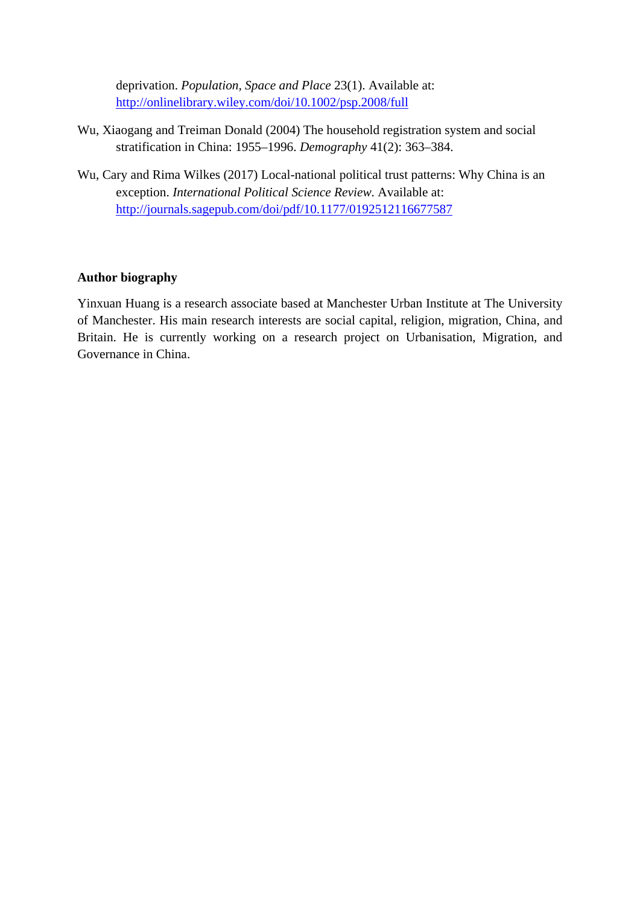deprivation. *Population, Space and Place* 23(1). Available at: http://onlinelibrary.wiley.com/doi/10.1002/psp.2008/full

Wu, Xiaogang and Treiman Donald (2004) The household registration system and social stratification in China: 1955–1996. *Demography* 41(2): 363–384.

Wu, Cary and Rima Wilkes (2017) Local-national political trust patterns: Why China is an exception. *International Political Science Review*. Available at: http://journals.sagepub.com/doi/pdf/10.1177/0192512116677587

**Author biography**

Yinxuan Huang is a research associate based at Manchester Urban Institute at The University of Manchester. His main research interests are social capital, religion, migration, China, and Britain. He is currently working on a research project on Urbanisation, Migration, and Governance in China.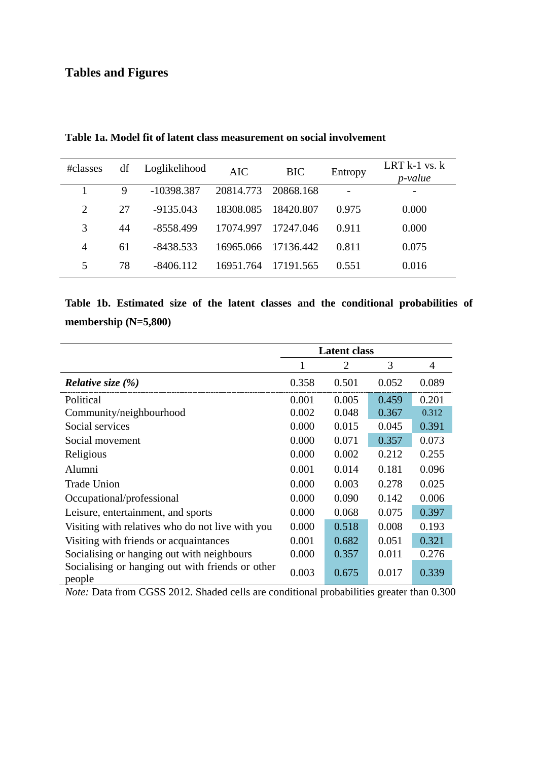## Tables and Figures

**Table 1a. Model fit of latent class measurement on social involvement**

| #classes | df | Loglikelihood | AIC | BIC | Entropy | LRT k-1 vs. k *p-value* |
|---|---|---|---|---|---|---|
| 1 | 9 | -10398.387 | 20814.773 | 20868.168 | - | - |
| 2 | 27 | -9135.043 | 18308.085 | 18420.807 | 0.975 | 0.000 |
| 3 | 44 | -8558.499 | 17074.997 | 17247.046 | 0.911 | 0.000 |
| 4 | 61 | -8438.533 | 16965.066 | 17136.442 | 0.811 | 0.075 |
| 5 | 78 | -8406.112 | 16951.764 | 17191.565 | 0.551 | 0.016 |

**Table 1b. Estimated size of the latent classes and the conditional probabilities of membership (N=5,800)**

| | Latent class | | | |
|---|---|---|---|---|
| | 1 | 2 | 3 | 4 |
| ***Relative size (%)*** | 0.358 | 0.501 | 0.052 | 0.089 |
| Political | 0.001 | 0.005 | 0.459 | 0.201 |
| Community/neighbourhood | 0.002 | 0.048 | 0.367 | 0.312 |
| Social services | 0.000 | 0.015 | 0.045 | 0.391 |
| Social movement | 0.000 | 0.071 | 0.357 | 0.073 |
| Religious | 0.000 | 0.002 | 0.212 | 0.255 |
| Alumni | 0.001 | 0.014 | 0.181 | 0.096 |
| Trade Union | 0.000 | 0.003 | 0.278 | 0.025 |
| Occupational/professional | 0.000 | 0.090 | 0.142 | 0.006 |
| Leisure, entertainment, and sports | 0.000 | 0.068 | 0.075 | 0.397 |
| Visiting with relatives who do not live with you | 0.000 | 0.518 | 0.008 | 0.193 |
| Visiting with friends or acquaintances | 0.001 | 0.682 | 0.051 | 0.321 |
| Socialising or hanging out with neighbours | 0.000 | 0.357 | 0.011 | 0.276 |
| Socialising or hanging out with friends or other people | 0.003 | 0.675 | 0.017 | 0.339 |

*Note:* Data from CGSS 2012. Shaded cells are conditional probabilities greater than 0.300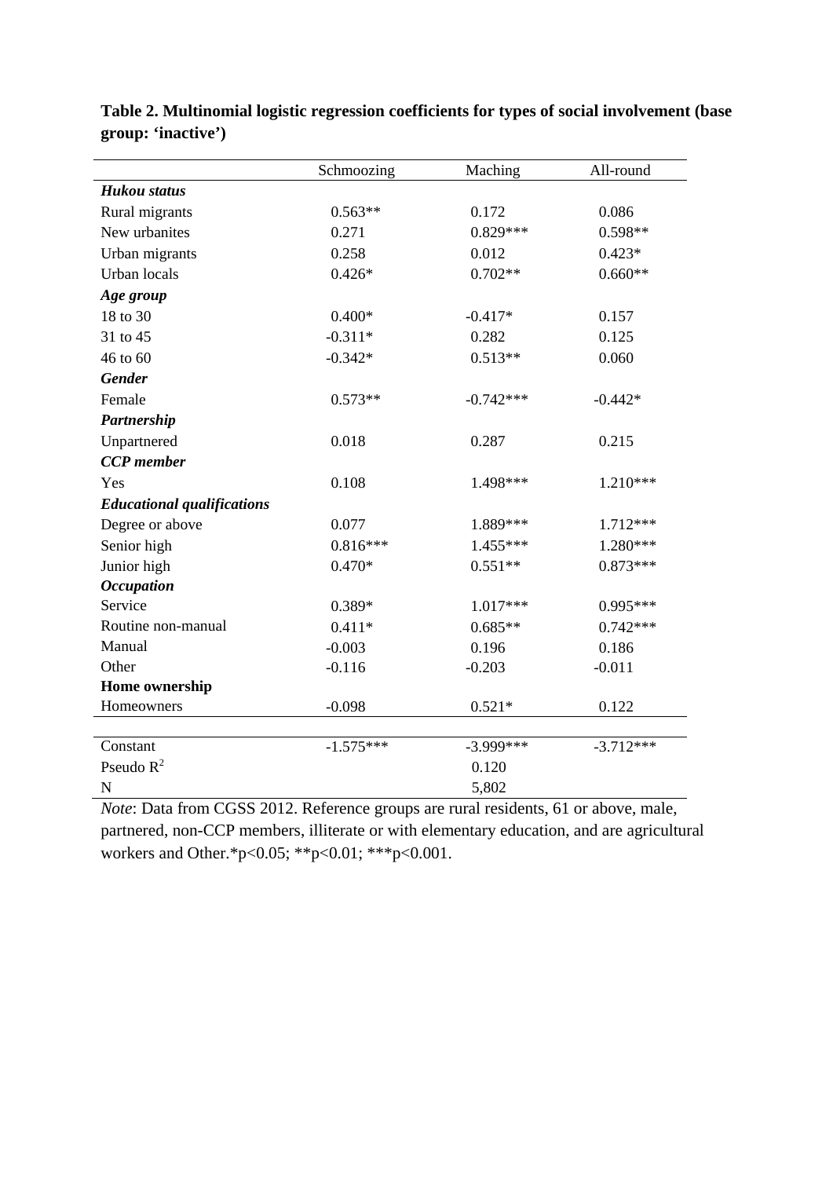**Table 2. Multinomial logistic regression coefficients for types of social involvement (base group: 'inactive')**

| | Schmoozing | Maching | All-round |
|---|---|---|---|
| ***Hukou status*** | | | |
| Rural migrants | 0.563** | 0.172 | 0.086 |
| New urbanites | 0.271 | 0.829*** | 0.598** |
| Urban migrants | 0.258 | 0.012 | 0.423* |
| Urban locals | 0.426* | 0.702** | 0.660** |
| ***Age group*** | | | |
| 18 to 30 | 0.400* | -0.417* | 0.157 |
| 31 to 45 | -0.311* | 0.282 | 0.125 |
| 46 to 60 | -0.342* | 0.513** | 0.060 |
| ***Gender*** | | | |
| Female | 0.573** | -0.742*** | -0.442* |
| ***Partnership*** | | | |
| Unpartnered | 0.018 | 0.287 | 0.215 |
| ***CCP member*** | | | |
| Yes | 0.108 | 1.498*** | 1.210*** |
| ***Educational qualifications*** | | | |
| Degree or above | 0.077 | 1.889*** | 1.712*** |
| Senior high | 0.816*** | 1.455*** | 1.280*** |
| Junior high | 0.470* | 0.551** | 0.873*** |
| ***Occupation*** | | | |
| Service | 0.389* | 1.017*** | 0.995*** |
| Routine non-manual | 0.411* | 0.685** | 0.742*** |
| Manual | -0.003 | 0.196 | 0.186 |
| Other | -0.116 | -0.203 | -0.011 |
| **Home ownership** | | | |
| Homeowners | -0.098 | 0.521* | 0.122 |
| Constant | -1.575*** | -3.999*** | -3.712*** |
| Pseudo $R^2$ | | 0.120 | |
| N | | 5,802 | |

*Note*: Data from CGSS 2012. Reference groups are rural residents, 61 or above, male, partnered, non-CCP members, illiterate or with elementary education, and are agricultural workers and Other.*p<0.05; **p<0.01; ***p<0.001.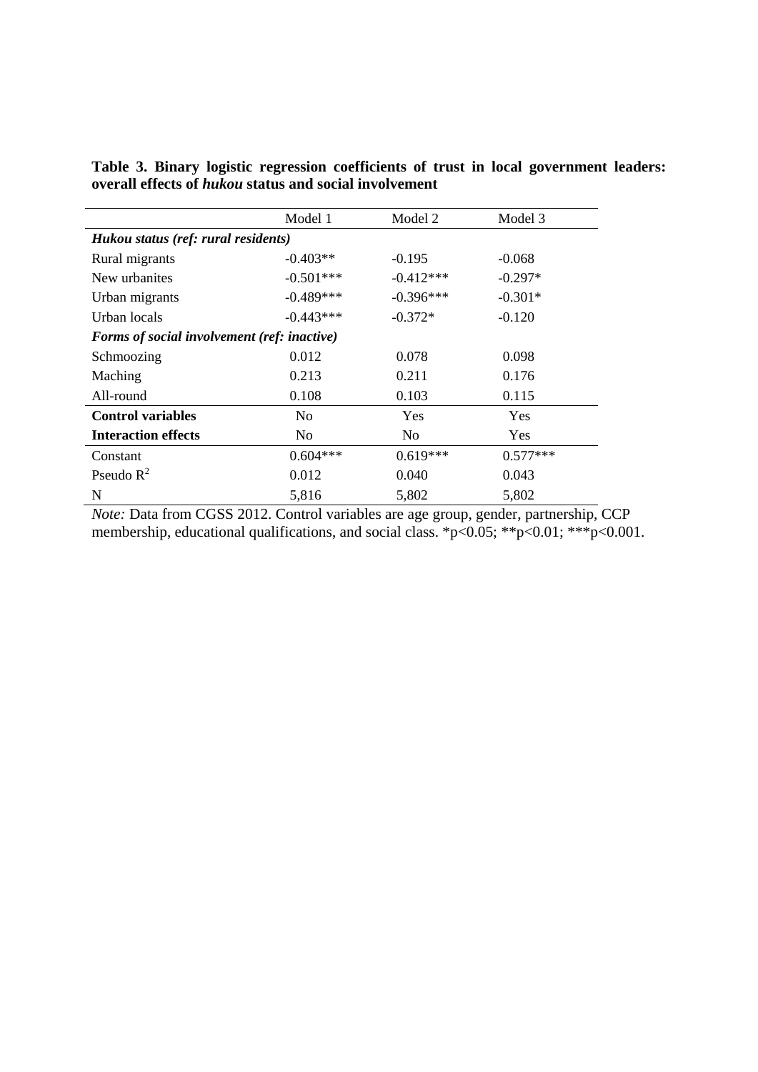**Table 3. Binary logistic regression coefficients of trust in local government leaders: overall effects of *hukou* status and social involvement**

| | Model 1 | Model 2 | Model 3 |
|---|---|---|---|
| ***Hukou status (ref: rural residents)*** | | | |
| Rural migrants | -0.403** | -0.195 | -0.068 |
| New urbanites | -0.501*** | -0.412*** | -0.297* |
| Urban migrants | -0.489*** | -0.396*** | -0.301* |
| Urban locals | -0.443*** | -0.372* | -0.120 |
| ***Forms of social involvement (ref: inactive)*** | | | |
| Schmoozing | 0.012 | 0.078 | 0.098 |
| Maching | 0.213 | 0.211 | 0.176 |
| All-round | 0.108 | 0.103 | 0.115 |
| **Control variables** | No | Yes | Yes |
| **Interaction effects** | No | No | Yes |
| Constant | 0.604*** | 0.619*** | 0.577*** |
| Pseudo $R^2$ | 0.012 | 0.040 | 0.043 |
| N | 5,816 | 5,802 | 5,802 |

*Note:* Data from CGSS 2012. Control variables are age group, gender, partnership, CCP membership, educational qualifications, and social class. *p<0.05; **p<0.01; ***p<0.001.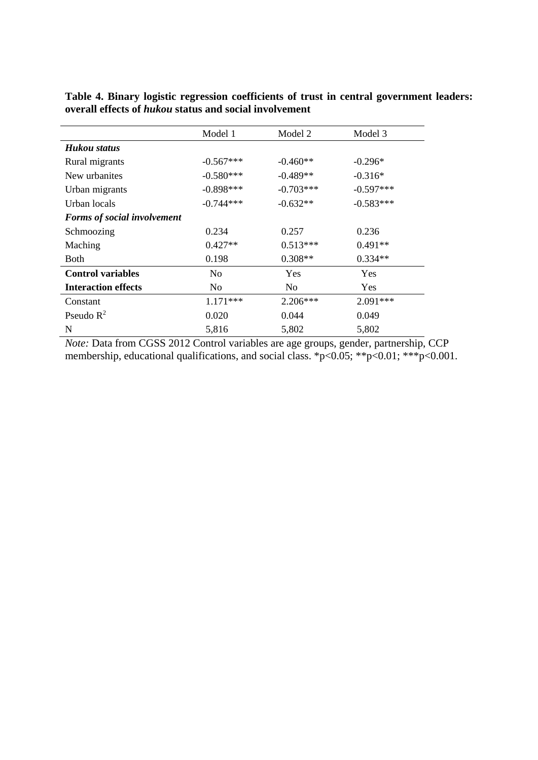**Table 4. Binary logistic regression coefficients of trust in central government leaders: overall effects of *hukou* status and social involvement**

| | Model 1 | Model 2 | Model 3 |
|---|---|---|---|
| ***Hukou status*** | | | |
| Rural migrants | -0.567*** | -0.460** | -0.296* |
| New urbanites | -0.580*** | -0.489** | -0.316* |
| Urban migrants | -0.898*** | -0.703*** | -0.597*** |
| Urban locals | -0.744*** | -0.632** | -0.583*** |
| ***Forms of social involvement*** | | | |
| Schmoozing | 0.234 | 0.257 | 0.236 |
| Maching | 0.427** | 0.513*** | 0.491** |
| Both | 0.198 | 0.308** | 0.334** |
| **Control variables** | No | Yes | Yes |
| **Interaction effects** | No | No | Yes |
| Constant | 1.171*** | 2.206*** | 2.091*** |
| Pseudo $R^2$ | 0.020 | 0.044 | 0.049 |
| N | 5,816 | 5,802 | 5,802 |

*Note:* Data from CGSS 2012 Control variables are age groups, gender, partnership, CCP membership, educational qualifications, and social class. *p<0.05; **p<0.01; ***p<0.001.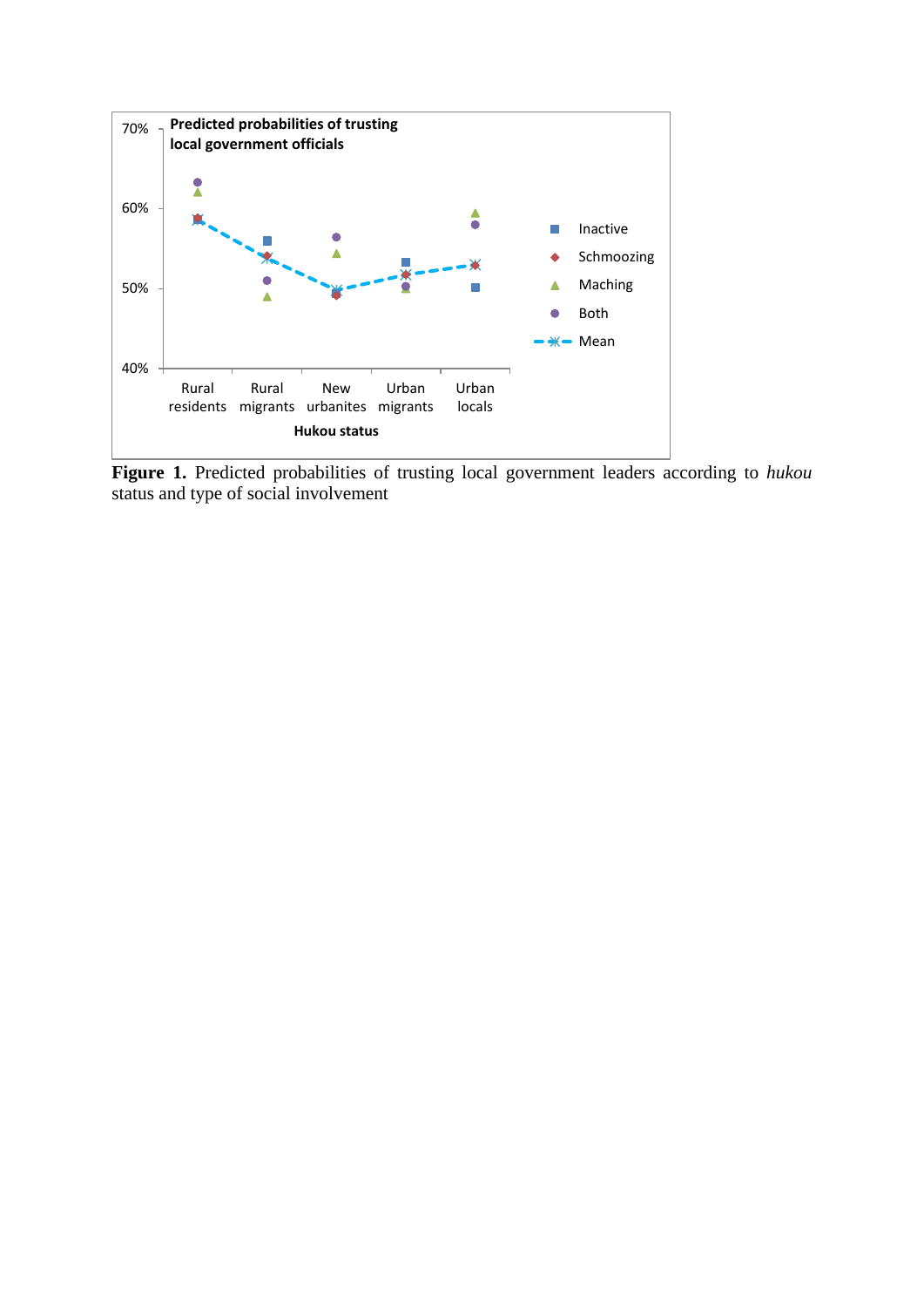**Figure 1.** Predicted probabilities of trusting local government leaders according to *hukou* status and type of social involvement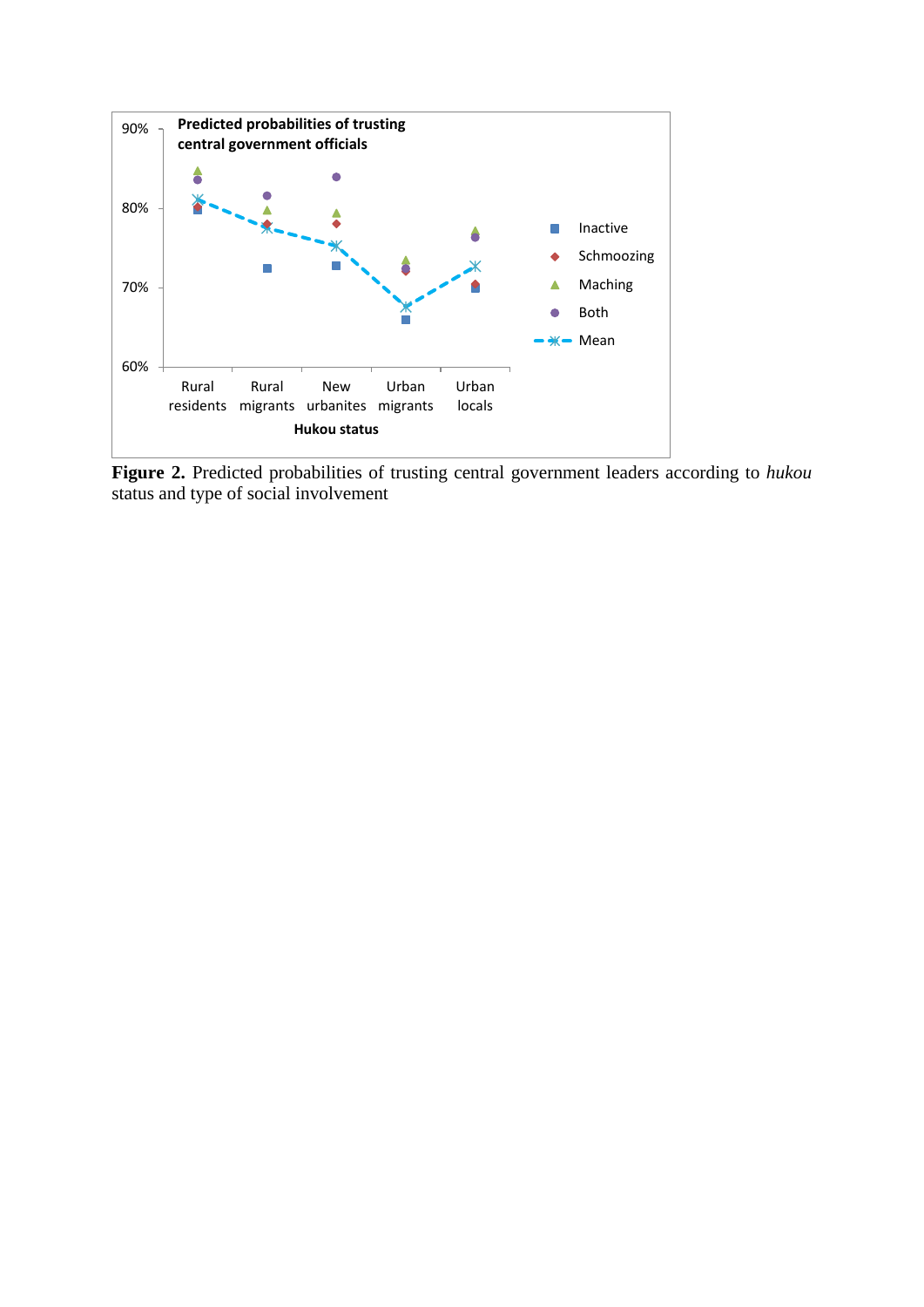Predicted probabilities of trusting central government officials

90%

80%

70%

60%

Rural residents

Rural migrants

New urbanites

Urban migrants

Urban locals

Hukou status

Inactive

Schmoozing

Maching

Both

Mean

**Figure 2.** Predicted probabilities of trusting central government leaders according to *hukou* status and type of social involvement